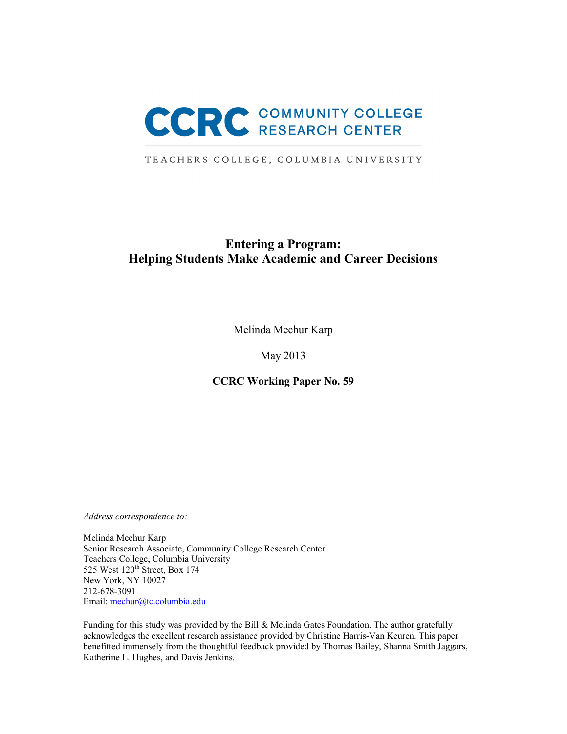CCRC COMMUNITY COLLEGE RESEARCH CENTER

TEACHERS COLLEGE, COLUMBIA UNIVERSITY

# Entering a Program: Helping Students Make Academic and Career Decisions

Melinda Mechur Karp

May 2013

**CCRC Working Paper No. 59**

*Address correspondence to:*

Melinda Mechur Karp
Senior Research Associate, Community College Research Center
Teachers College, Columbia University
525 West 120th Street, Box 174
New York, NY 10027
212-678-3091
Email: mechur@tc.columbia.edu

Funding for this study was provided by the Bill & Melinda Gates Foundation. The author gratefully acknowledges the excellent research assistance provided by Christine Harris-Van Keuren. This paper benefitted immensely from the thoughtful feedback provided by Thomas Bailey, Shanna Smith Jaggars, Katherine L. Hughes, and Davis Jenkins.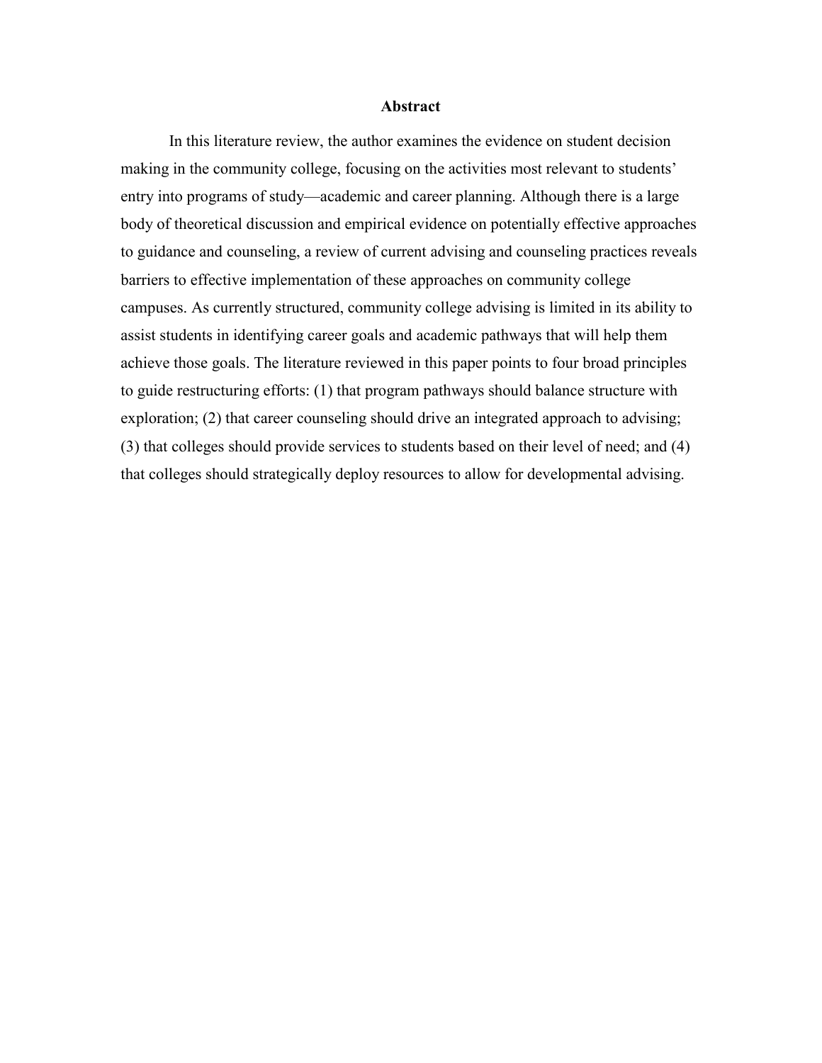## Abstract

In this literature review, the author examines the evidence on student decision making in the community college, focusing on the activities most relevant to students' entry into programs of study—academic and career planning. Although there is a large body of theoretical discussion and empirical evidence on potentially effective approaches to guidance and counseling, a review of current advising and counseling practices reveals barriers to effective implementation of these approaches on community college campuses. As currently structured, community college advising is limited in its ability to assist students in identifying career goals and academic pathways that will help them achieve those goals. The literature reviewed in this paper points to four broad principles to guide restructuring efforts: (1) that program pathways should balance structure with exploration; (2) that career counseling should drive an integrated approach to advising; (3) that colleges should provide services to students based on their level of need; and (4) that colleges should strategically deploy resources to allow for developmental advising.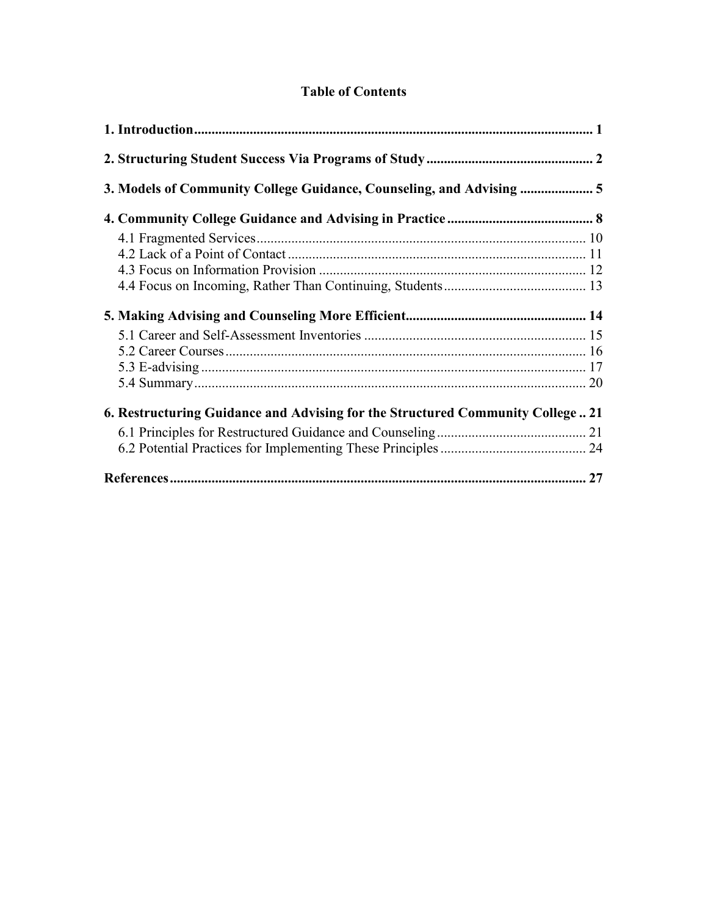## Table of Contents

**1. Introduction** .......... **1**

**2. Structuring Student Success Via Programs of Study** .......... **2**

**3. Models of Community College Guidance, Counseling, and Advising** .......... **5**

**4. Community College Guidance and Advising in Practice** .......... **8**

- 4.1 Fragmented Services .......... 10
- 4.2 Lack of a Point of Contact .......... 11
- 4.3 Focus on Information Provision .......... 12
- 4.4 Focus on Incoming, Rather Than Continuing, Students .......... 13

**5. Making Advising and Counseling More Efficient** .......... **14**

- 5.1 Career and Self-Assessment Inventories .......... 15
- 5.2 Career Courses .......... 16
- 5.3 E-advising .......... 17
- 5.4 Summary .......... 20

**6. Restructuring Guidance and Advising for the Structured Community College** .......... **21**

- 6.1 Principles for Restructured Guidance and Counseling .......... 21
- 6.2 Potential Practices for Implementing These Principles .......... 24

**References** .......... **27**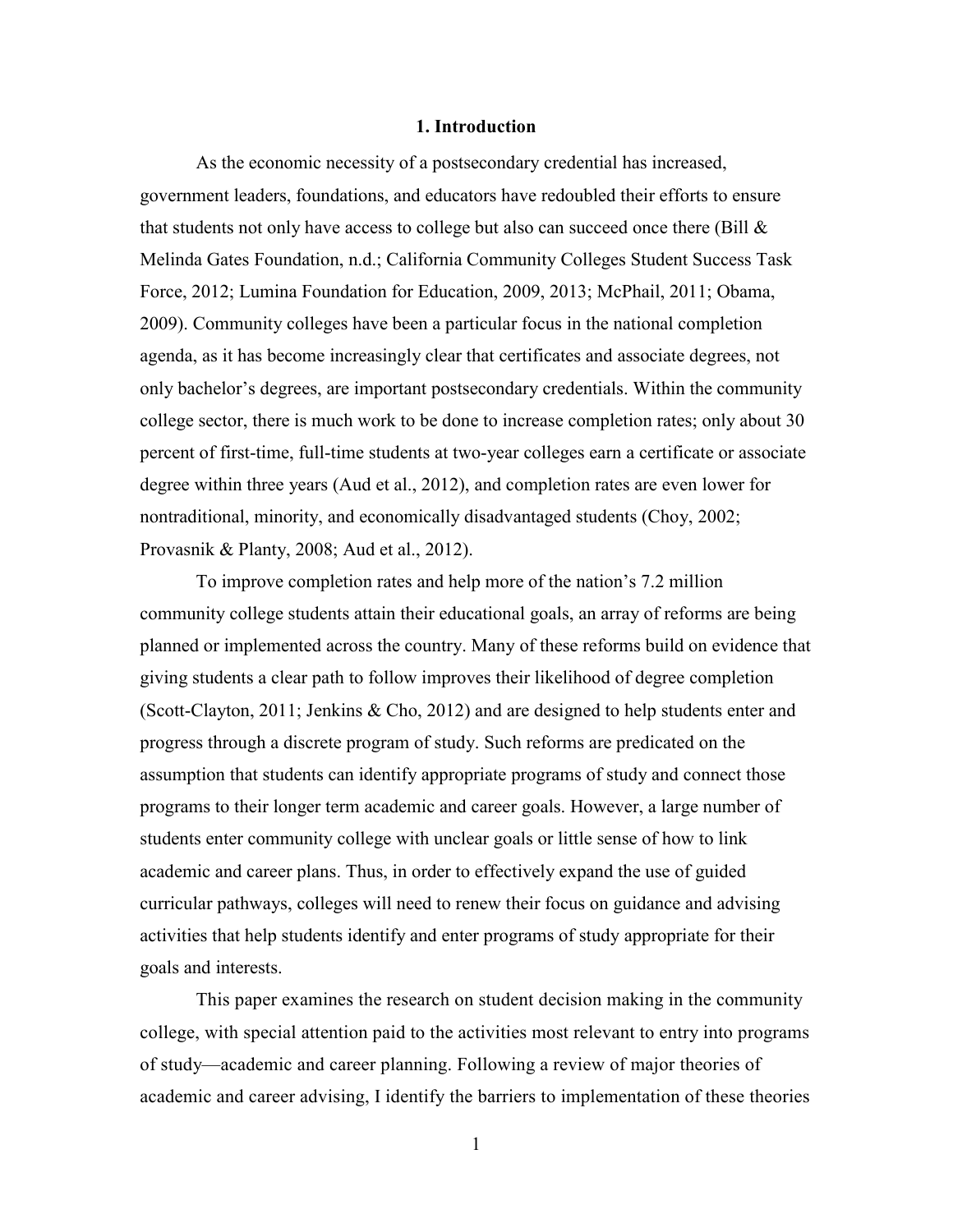# 1. Introduction

As the economic necessity of a postsecondary credential has increased, government leaders, foundations, and educators have redoubled their efforts to ensure that students not only have access to college but also can succeed once there (Bill & Melinda Gates Foundation, n.d.; California Community Colleges Student Success Task Force, 2012; Lumina Foundation for Education, 2009, 2013; McPhail, 2011; Obama, 2009). Community colleges have been a particular focus in the national completion agenda, as it has become increasingly clear that certificates and associate degrees, not only bachelor's degrees, are important postsecondary credentials. Within the community college sector, there is much work to be done to increase completion rates; only about 30 percent of first-time, full-time students at two-year colleges earn a certificate or associate degree within three years (Aud et al., 2012), and completion rates are even lower for nontraditional, minority, and economically disadvantaged students (Choy, 2002; Provasnik & Planty, 2008; Aud et al., 2012).

To improve completion rates and help more of the nation's 7.2 million community college students attain their educational goals, an array of reforms are being planned or implemented across the country. Many of these reforms build on evidence that giving students a clear path to follow improves their likelihood of degree completion (Scott-Clayton, 2011; Jenkins & Cho, 2012) and are designed to help students enter and progress through a discrete program of study. Such reforms are predicated on the assumption that students can identify appropriate programs of study and connect those programs to their longer term academic and career goals. However, a large number of students enter community college with unclear goals or little sense of how to link academic and career plans. Thus, in order to effectively expand the use of guided curricular pathways, colleges will need to renew their focus on guidance and advising activities that help students identify and enter programs of study appropriate for their goals and interests.

This paper examines the research on student decision making in the community college, with special attention paid to the activities most relevant to entry into programs of study—academic and career planning. Following a review of major theories of academic and career advising, I identify the barriers to implementation of these theories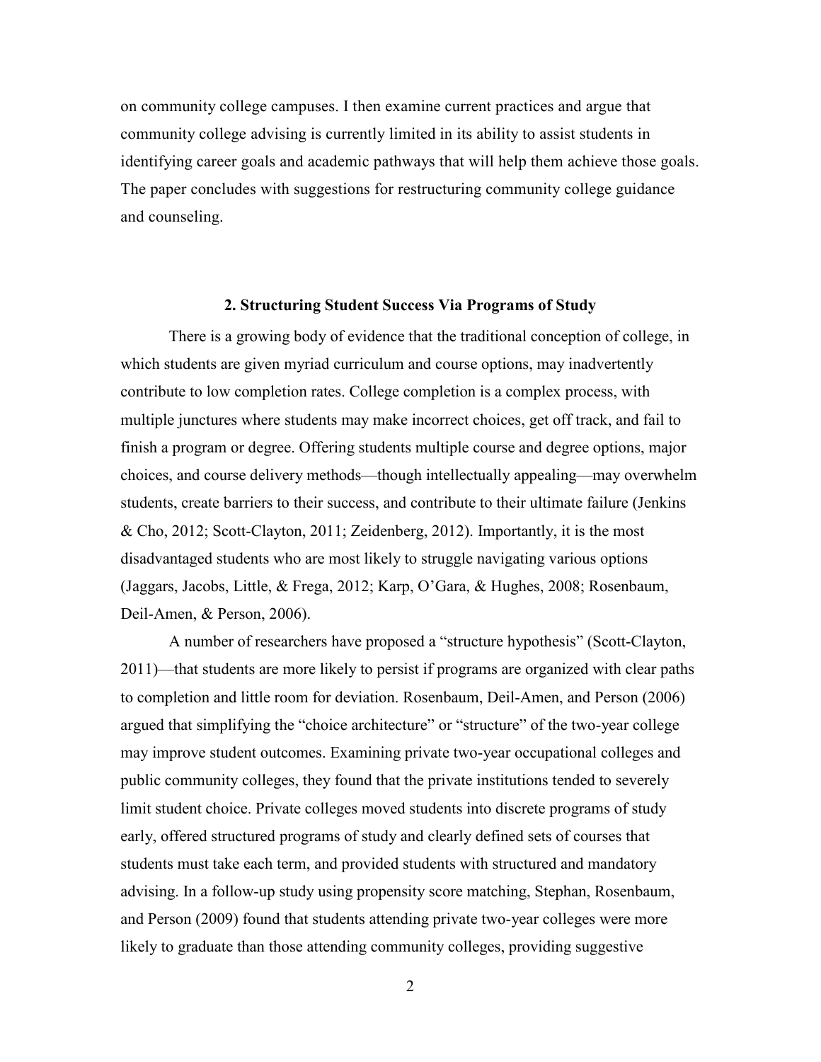on community college campuses. I then examine current practices and argue that community college advising is currently limited in its ability to assist students in identifying career goals and academic pathways that will help them achieve those goals. The paper concludes with suggestions for restructuring community college guidance and counseling.

## 2. Structuring Student Success Via Programs of Study

There is a growing body of evidence that the traditional conception of college, in which students are given myriad curriculum and course options, may inadvertently contribute to low completion rates. College completion is a complex process, with multiple junctures where students may make incorrect choices, get off track, and fail to finish a program or degree. Offering students multiple course and degree options, major choices, and course delivery methods—though intellectually appealing—may overwhelm students, create barriers to their success, and contribute to their ultimate failure (Jenkins & Cho, 2012; Scott-Clayton, 2011; Zeidenberg, 2012). Importantly, it is the most disadvantaged students who are most likely to struggle navigating various options (Jaggars, Jacobs, Little, & Frega, 2012; Karp, O'Gara, & Hughes, 2008; Rosenbaum, Deil-Amen, & Person, 2006).

A number of researchers have proposed a "structure hypothesis" (Scott-Clayton, 2011)—that students are more likely to persist if programs are organized with clear paths to completion and little room for deviation. Rosenbaum, Deil-Amen, and Person (2006) argued that simplifying the "choice architecture" or "structure" of the two-year college may improve student outcomes. Examining private two-year occupational colleges and public community colleges, they found that the private institutions tended to severely limit student choice. Private colleges moved students into discrete programs of study early, offered structured programs of study and clearly defined sets of courses that students must take each term, and provided students with structured and mandatory advising. In a follow-up study using propensity score matching, Stephan, Rosenbaum, and Person (2009) found that students attending private two-year colleges were more likely to graduate than those attending community colleges, providing suggestive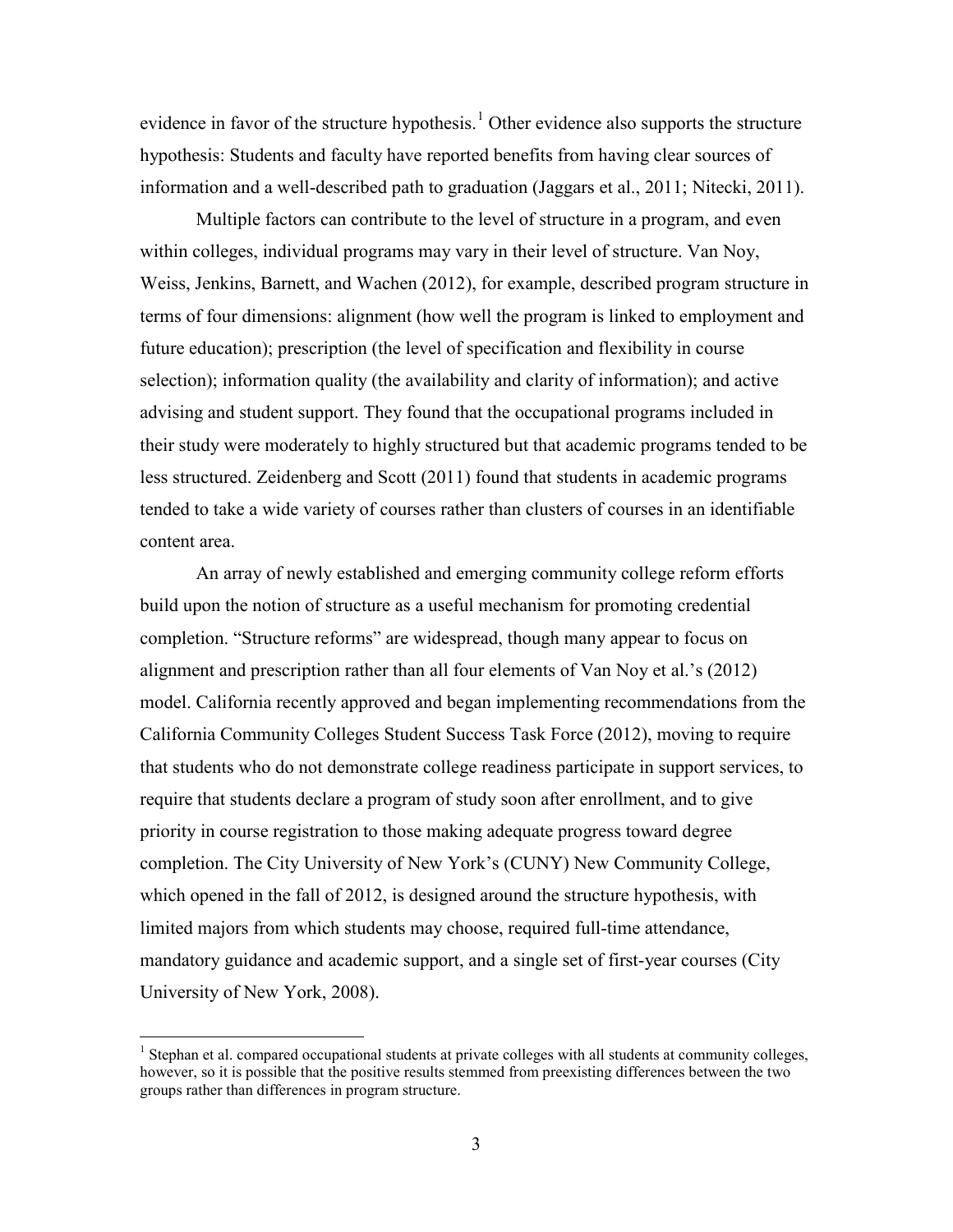evidence in favor of the structure hypothesis.[1] Other evidence also supports the structure hypothesis: Students and faculty have reported benefits from having clear sources of information and a well-described path to graduation (Jaggars et al., 2011; Nitecki, 2011).

Multiple factors can contribute to the level of structure in a program, and even within colleges, individual programs may vary in their level of structure. Van Noy, Weiss, Jenkins, Barnett, and Wachen (2012), for example, described program structure in terms of four dimensions: alignment (how well the program is linked to employment and future education); prescription (the level of specification and flexibility in course selection); information quality (the availability and clarity of information); and active advising and student support. They found that the occupational programs included in their study were moderately to highly structured but that academic programs tended to be less structured. Zeidenberg and Scott (2011) found that students in academic programs tended to take a wide variety of courses rather than clusters of courses in an identifiable content area.

An array of newly established and emerging community college reform efforts build upon the notion of structure as a useful mechanism for promoting credential completion. "Structure reforms" are widespread, though many appear to focus on alignment and prescription rather than all four elements of Van Noy et al.'s (2012) model. California recently approved and began implementing recommendations from the California Community Colleges Student Success Task Force (2012), moving to require that students who do not demonstrate college readiness participate in support services, to require that students declare a program of study soon after enrollment, and to give priority in course registration to those making adequate progress toward degree completion. The City University of New York's (CUNY) New Community College, which opened in the fall of 2012, is designed around the structure hypothesis, with limited majors from which students may choose, required full-time attendance, mandatory guidance and academic support, and a single set of first-year courses (City University of New York, 2008).

[1] Stephan et al. compared occupational students at private colleges with all students at community colleges, however, so it is possible that the positive results stemmed from preexisting differences between the two groups rather than differences in program structure.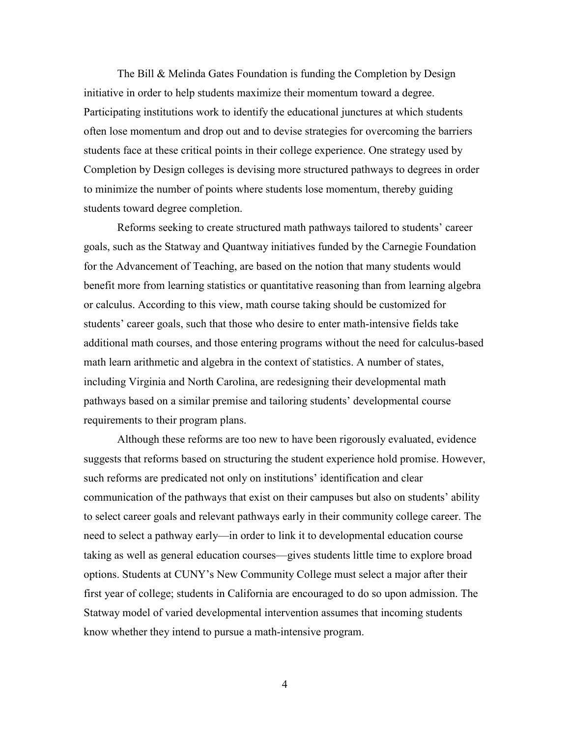The Bill & Melinda Gates Foundation is funding the Completion by Design initiative in order to help students maximize their momentum toward a degree. Participating institutions work to identify the educational junctures at which students often lose momentum and drop out and to devise strategies for overcoming the barriers students face at these critical points in their college experience. One strategy used by Completion by Design colleges is devising more structured pathways to degrees in order to minimize the number of points where students lose momentum, thereby guiding students toward degree completion.

Reforms seeking to create structured math pathways tailored to students' career goals, such as the Statway and Quantway initiatives funded by the Carnegie Foundation for the Advancement of Teaching, are based on the notion that many students would benefit more from learning statistics or quantitative reasoning than from learning algebra or calculus. According to this view, math course taking should be customized for students' career goals, such that those who desire to enter math-intensive fields take additional math courses, and those entering programs without the need for calculus-based math learn arithmetic and algebra in the context of statistics. A number of states, including Virginia and North Carolina, are redesigning their developmental math pathways based on a similar premise and tailoring students' developmental course requirements to their program plans.

Although these reforms are too new to have been rigorously evaluated, evidence suggests that reforms based on structuring the student experience hold promise. However, such reforms are predicated not only on institutions' identification and clear communication of the pathways that exist on their campuses but also on students' ability to select career goals and relevant pathways early in their community college career. The need to select a pathway early—in order to link it to developmental education course taking as well as general education courses—gives students little time to explore broad options. Students at CUNY's New Community College must select a major after their first year of college; students in California are encouraged to do so upon admission. The Statway model of varied developmental intervention assumes that incoming students know whether they intend to pursue a math-intensive program.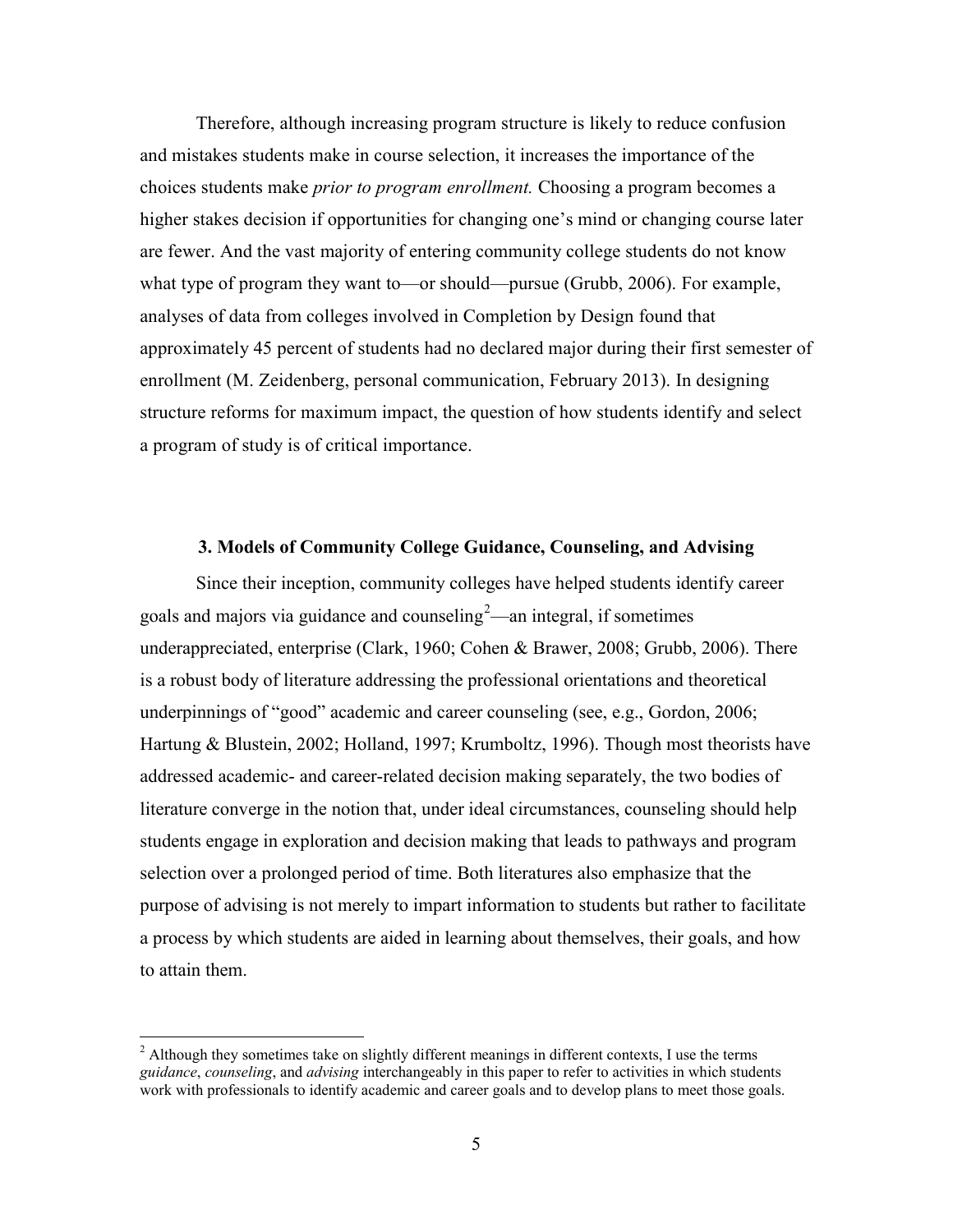Therefore, although increasing program structure is likely to reduce confusion and mistakes students make in course selection, it increases the importance of the choices students make *prior to program enrollment.* Choosing a program becomes a higher stakes decision if opportunities for changing one's mind or changing course later are fewer. And the vast majority of entering community college students do not know what type of program they want to—or should—pursue (Grubb, 2006). For example, analyses of data from colleges involved in Completion by Design found that approximately 45 percent of students had no declared major during their first semester of enrollment (M. Zeidenberg, personal communication, February 2013). In designing structure reforms for maximum impact, the question of how students identify and select a program of study is of critical importance.

## 3. Models of Community College Guidance, Counseling, and Advising

Since their inception, community colleges have helped students identify career goals and majors via guidance and counseling[2]—an integral, if sometimes underappreciated, enterprise (Clark, 1960; Cohen & Brawer, 2008; Grubb, 2006). There is a robust body of literature addressing the professional orientations and theoretical underpinnings of "good" academic and career counseling (see, e.g., Gordon, 2006; Hartung & Blustein, 2002; Holland, 1997; Krumboltz, 1996). Though most theorists have addressed academic- and career-related decision making separately, the two bodies of literature converge in the notion that, under ideal circumstances, counseling should help students engage in exploration and decision making that leads to pathways and program selection over a prolonged period of time. Both literatures also emphasize that the purpose of advising is not merely to impart information to students but rather to facilitate a process by which students are aided in learning about themselves, their goals, and how to attain them.

[2] Although they sometimes take on slightly different meanings in different contexts, I use the terms *guidance*, *counseling*, and *advising* interchangeably in this paper to refer to activities in which students work with professionals to identify academic and career goals and to develop plans to meet those goals.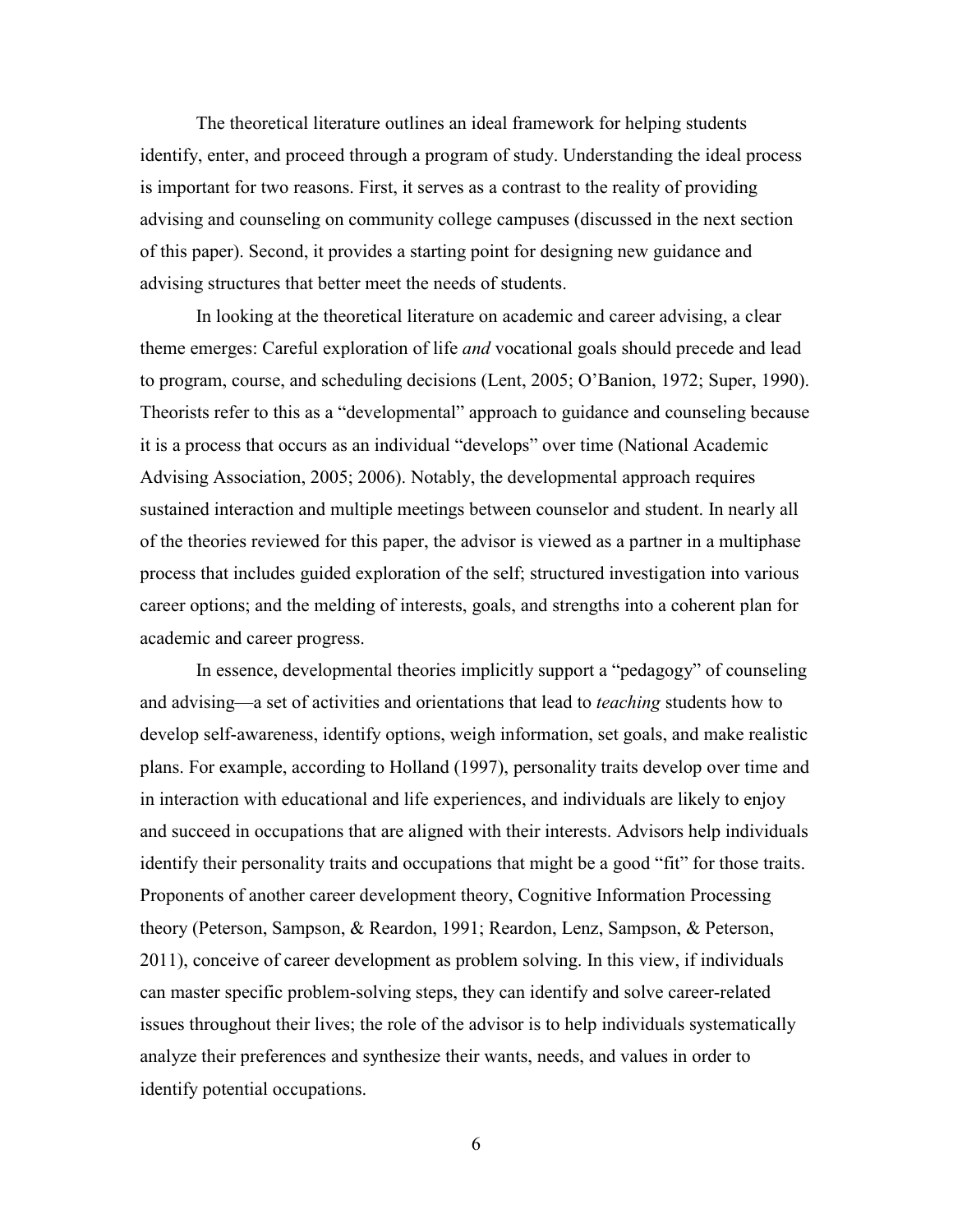The theoretical literature outlines an ideal framework for helping students identify, enter, and proceed through a program of study. Understanding the ideal process is important for two reasons. First, it serves as a contrast to the reality of providing advising and counseling on community college campuses (discussed in the next section of this paper). Second, it provides a starting point for designing new guidance and advising structures that better meet the needs of students.

In looking at the theoretical literature on academic and career advising, a clear theme emerges: Careful exploration of life *and* vocational goals should precede and lead to program, course, and scheduling decisions (Lent, 2005; O'Banion, 1972; Super, 1990). Theorists refer to this as a "developmental" approach to guidance and counseling because it is a process that occurs as an individual "develops" over time (National Academic Advising Association, 2005; 2006). Notably, the developmental approach requires sustained interaction and multiple meetings between counselor and student. In nearly all of the theories reviewed for this paper, the advisor is viewed as a partner in a multiphase process that includes guided exploration of the self; structured investigation into various career options; and the melding of interests, goals, and strengths into a coherent plan for academic and career progress.

In essence, developmental theories implicitly support a "pedagogy" of counseling and advising—a set of activities and orientations that lead to *teaching* students how to develop self-awareness, identify options, weigh information, set goals, and make realistic plans. For example, according to Holland (1997), personality traits develop over time and in interaction with educational and life experiences, and individuals are likely to enjoy and succeed in occupations that are aligned with their interests. Advisors help individuals identify their personality traits and occupations that might be a good "fit" for those traits. Proponents of another career development theory, Cognitive Information Processing theory (Peterson, Sampson, & Reardon, 1991; Reardon, Lenz, Sampson, & Peterson, 2011), conceive of career development as problem solving. In this view, if individuals can master specific problem-solving steps, they can identify and solve career-related issues throughout their lives; the role of the advisor is to help individuals systematically analyze their preferences and synthesize their wants, needs, and values in order to identify potential occupations.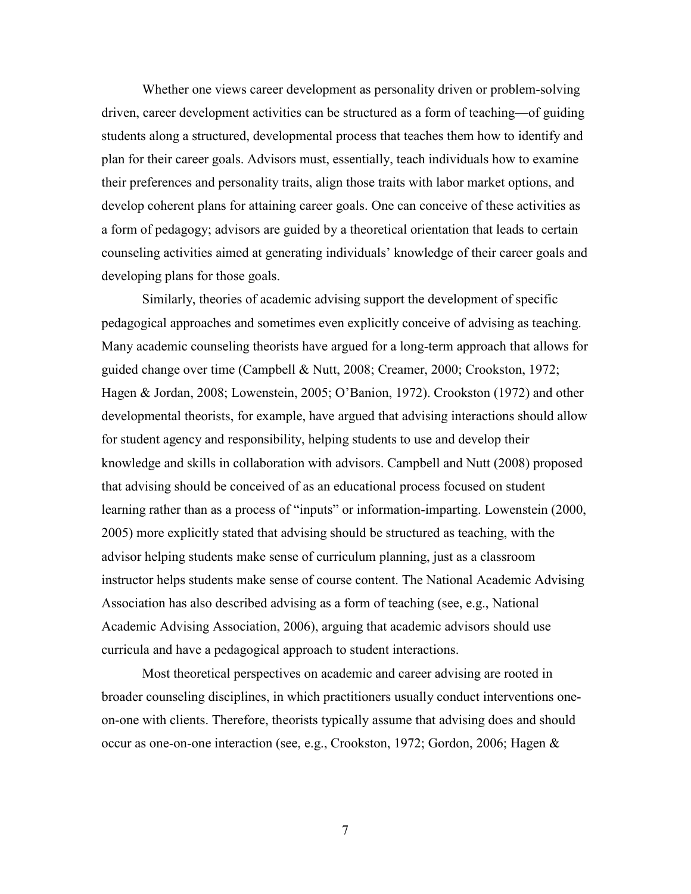Whether one views career development as personality driven or problem-solving driven, career development activities can be structured as a form of teaching—of guiding students along a structured, developmental process that teaches them how to identify and plan for their career goals. Advisors must, essentially, teach individuals how to examine their preferences and personality traits, align those traits with labor market options, and develop coherent plans for attaining career goals. One can conceive of these activities as a form of pedagogy; advisors are guided by a theoretical orientation that leads to certain counseling activities aimed at generating individuals' knowledge of their career goals and developing plans for those goals.

Similarly, theories of academic advising support the development of specific pedagogical approaches and sometimes even explicitly conceive of advising as teaching. Many academic counseling theorists have argued for a long-term approach that allows for guided change over time (Campbell & Nutt, 2008; Creamer, 2000; Crookston, 1972; Hagen & Jordan, 2008; Lowenstein, 2005; O'Banion, 1972). Crookston (1972) and other developmental theorists, for example, have argued that advising interactions should allow for student agency and responsibility, helping students to use and develop their knowledge and skills in collaboration with advisors. Campbell and Nutt (2008) proposed that advising should be conceived of as an educational process focused on student learning rather than as a process of "inputs" or information-imparting. Lowenstein (2000, 2005) more explicitly stated that advising should be structured as teaching, with the advisor helping students make sense of curriculum planning, just as a classroom instructor helps students make sense of course content. The National Academic Advising Association has also described advising as a form of teaching (see, e.g., National Academic Advising Association, 2006), arguing that academic advisors should use curricula and have a pedagogical approach to student interactions.

Most theoretical perspectives on academic and career advising are rooted in broader counseling disciplines, in which practitioners usually conduct interventions one-on-one with clients. Therefore, theorists typically assume that advising does and should occur as one-on-one interaction (see, e.g., Crookston, 1972; Gordon, 2006; Hagen &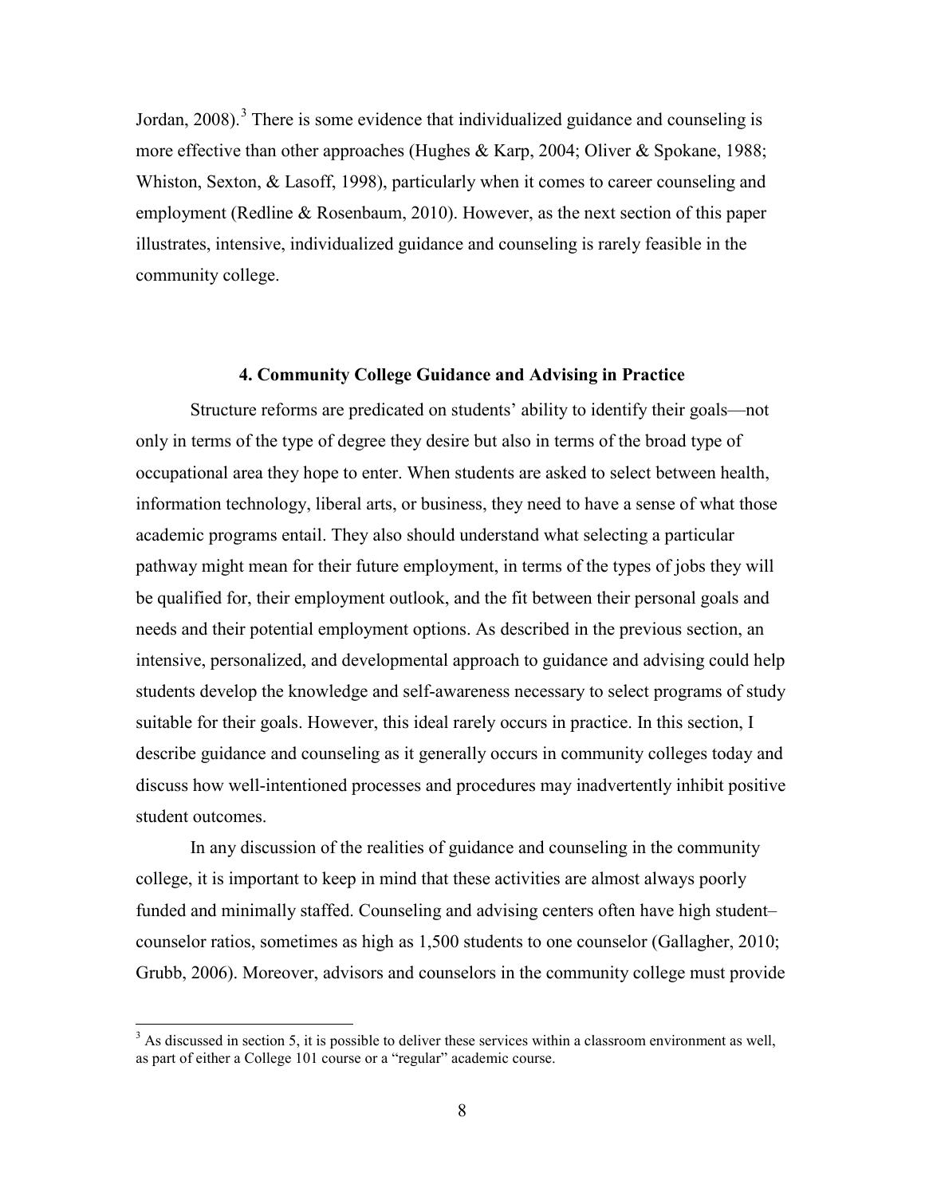Jordan, 2008).[3] There is some evidence that individualized guidance and counseling is more effective than other approaches (Hughes & Karp, 2004; Oliver & Spokane, 1988; Whiston, Sexton, & Lasoff, 1998), particularly when it comes to career counseling and employment (Redline & Rosenbaum, 2010). However, as the next section of this paper illustrates, intensive, individualized guidance and counseling is rarely feasible in the community college.

## 4. Community College Guidance and Advising in Practice

Structure reforms are predicated on students' ability to identify their goals—not only in terms of the type of degree they desire but also in terms of the broad type of occupational area they hope to enter. When students are asked to select between health, information technology, liberal arts, or business, they need to have a sense of what those academic programs entail. They also should understand what selecting a particular pathway might mean for their future employment, in terms of the types of jobs they will be qualified for, their employment outlook, and the fit between their personal goals and needs and their potential employment options. As described in the previous section, an intensive, personalized, and developmental approach to guidance and advising could help students develop the knowledge and self-awareness necessary to select programs of study suitable for their goals. However, this ideal rarely occurs in practice. In this section, I describe guidance and counseling as it generally occurs in community colleges today and discuss how well-intentioned processes and procedures may inadvertently inhibit positive student outcomes.

In any discussion of the realities of guidance and counseling in the community college, it is important to keep in mind that these activities are almost always poorly funded and minimally staffed. Counseling and advising centers often have high student–counselor ratios, sometimes as high as 1,500 students to one counselor (Gallagher, 2010; Grubb, 2006). Moreover, advisors and counselors in the community college must provide

---

[3] As discussed in section 5, it is possible to deliver these services within a classroom environment as well, as part of either a College 101 course or a "regular" academic course.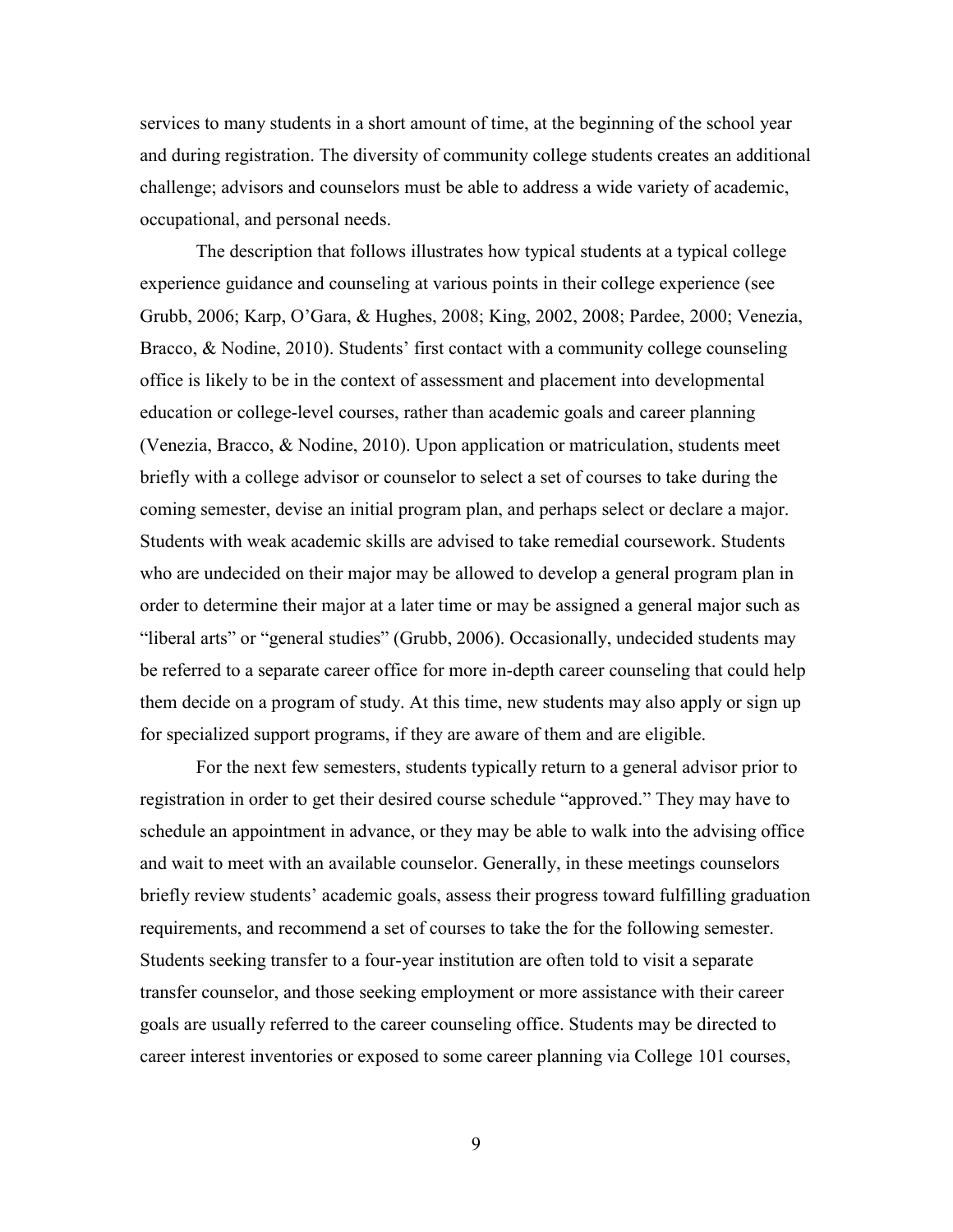services to many students in a short amount of time, at the beginning of the school year and during registration. The diversity of community college students creates an additional challenge; advisors and counselors must be able to address a wide variety of academic, occupational, and personal needs.

The description that follows illustrates how typical students at a typical college experience guidance and counseling at various points in their college experience (see Grubb, 2006; Karp, O'Gara, & Hughes, 2008; King, 2002, 2008; Pardee, 2000; Venezia, Bracco, & Nodine, 2010). Students' first contact with a community college counseling office is likely to be in the context of assessment and placement into developmental education or college-level courses, rather than academic goals and career planning (Venezia, Bracco, & Nodine, 2010). Upon application or matriculation, students meet briefly with a college advisor or counselor to select a set of courses to take during the coming semester, devise an initial program plan, and perhaps select or declare a major. Students with weak academic skills are advised to take remedial coursework. Students who are undecided on their major may be allowed to develop a general program plan in order to determine their major at a later time or may be assigned a general major such as "liberal arts" or "general studies" (Grubb, 2006). Occasionally, undecided students may be referred to a separate career office for more in-depth career counseling that could help them decide on a program of study. At this time, new students may also apply or sign up for specialized support programs, if they are aware of them and are eligible.

For the next few semesters, students typically return to a general advisor prior to registration in order to get their desired course schedule "approved." They may have to schedule an appointment in advance, or they may be able to walk into the advising office and wait to meet with an available counselor. Generally, in these meetings counselors briefly review students' academic goals, assess their progress toward fulfilling graduation requirements, and recommend a set of courses to take the for the following semester. Students seeking transfer to a four-year institution are often told to visit a separate transfer counselor, and those seeking employment or more assistance with their career goals are usually referred to the career counseling office. Students may be directed to career interest inventories or exposed to some career planning via College 101 courses,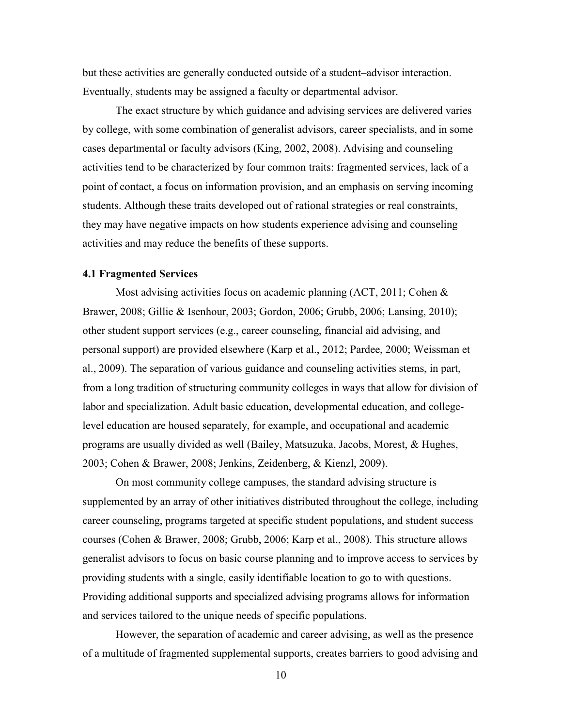but these activities are generally conducted outside of a student–advisor interaction. Eventually, students may be assigned a faculty or departmental advisor.

The exact structure by which guidance and advising services are delivered varies by college, with some combination of generalist advisors, career specialists, and in some cases departmental or faculty advisors (King, 2002, 2008). Advising and counseling activities tend to be characterized by four common traits: fragmented services, lack of a point of contact, a focus on information provision, and an emphasis on serving incoming students. Although these traits developed out of rational strategies or real constraints, they may have negative impacts on how students experience advising and counseling activities and may reduce the benefits of these supports.

### 4.1 Fragmented Services

Most advising activities focus on academic planning (ACT, 2011; Cohen & Brawer, 2008; Gillie & Isenhour, 2003; Gordon, 2006; Grubb, 2006; Lansing, 2010); other student support services (e.g., career counseling, financial aid advising, and personal support) are provided elsewhere (Karp et al., 2012; Pardee, 2000; Weissman et al., 2009). The separation of various guidance and counseling activities stems, in part, from a long tradition of structuring community colleges in ways that allow for division of labor and specialization. Adult basic education, developmental education, and college-level education are housed separately, for example, and occupational and academic programs are usually divided as well (Bailey, Matsuzuka, Jacobs, Morest, & Hughes, 2003; Cohen & Brawer, 2008; Jenkins, Zeidenberg, & Kienzl, 2009).

On most community college campuses, the standard advising structure is supplemented by an array of other initiatives distributed throughout the college, including career counseling, programs targeted at specific student populations, and student success courses (Cohen & Brawer, 2008; Grubb, 2006; Karp et al., 2008). This structure allows generalist advisors to focus on basic course planning and to improve access to services by providing students with a single, easily identifiable location to go to with questions. Providing additional supports and specialized advising programs allows for information and services tailored to the unique needs of specific populations.

However, the separation of academic and career advising, as well as the presence of a multitude of fragmented supplemental supports, creates barriers to good advising and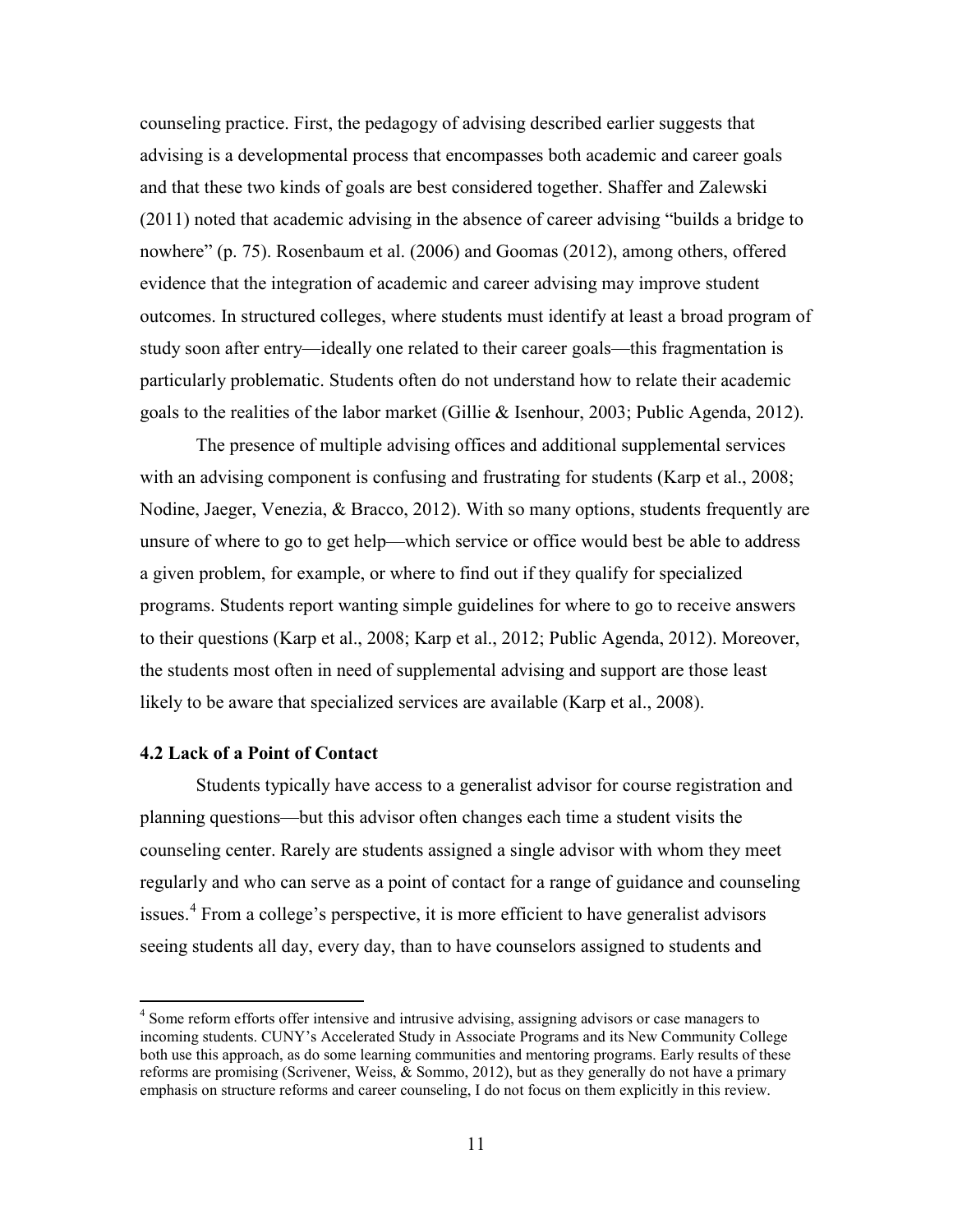counseling practice. First, the pedagogy of advising described earlier suggests that advising is a developmental process that encompasses both academic and career goals and that these two kinds of goals are best considered together. Shaffer and Zalewski (2011) noted that academic advising in the absence of career advising "builds a bridge to nowhere" (p. 75). Rosenbaum et al. (2006) and Goomas (2012), among others, offered evidence that the integration of academic and career advising may improve student outcomes. In structured colleges, where students must identify at least a broad program of study soon after entry—ideally one related to their career goals—this fragmentation is particularly problematic. Students often do not understand how to relate their academic goals to the realities of the labor market (Gillie & Isenhour, 2003; Public Agenda, 2012).

The presence of multiple advising offices and additional supplemental services with an advising component is confusing and frustrating for students (Karp et al., 2008; Nodine, Jaeger, Venezia, & Bracco, 2012). With so many options, students frequently are unsure of where to go to get help—which service or office would best be able to address a given problem, for example, or where to find out if they qualify for specialized programs. Students report wanting simple guidelines for where to go to receive answers to their questions (Karp et al., 2008; Karp et al., 2012; Public Agenda, 2012). Moreover, the students most often in need of supplemental advising and support are those least likely to be aware that specialized services are available (Karp et al., 2008).

### 4.2 Lack of a Point of Contact

Students typically have access to a generalist advisor for course registration and planning questions—but this advisor often changes each time a student visits the counseling center. Rarely are students assigned a single advisor with whom they meet regularly and who can serve as a point of contact for a range of guidance and counseling issues.[4] From a college's perspective, it is more efficient to have generalist advisors seeing students all day, every day, than to have counselors assigned to students and

[4] Some reform efforts offer intensive and intrusive advising, assigning advisors or case managers to incoming students. CUNY's Accelerated Study in Associate Programs and its New Community College both use this approach, as do some learning communities and mentoring programs. Early results of these reforms are promising (Scrivener, Weiss, & Sommo, 2012), but as they generally do not have a primary emphasis on structure reforms and career counseling, I do not focus on them explicitly in this review.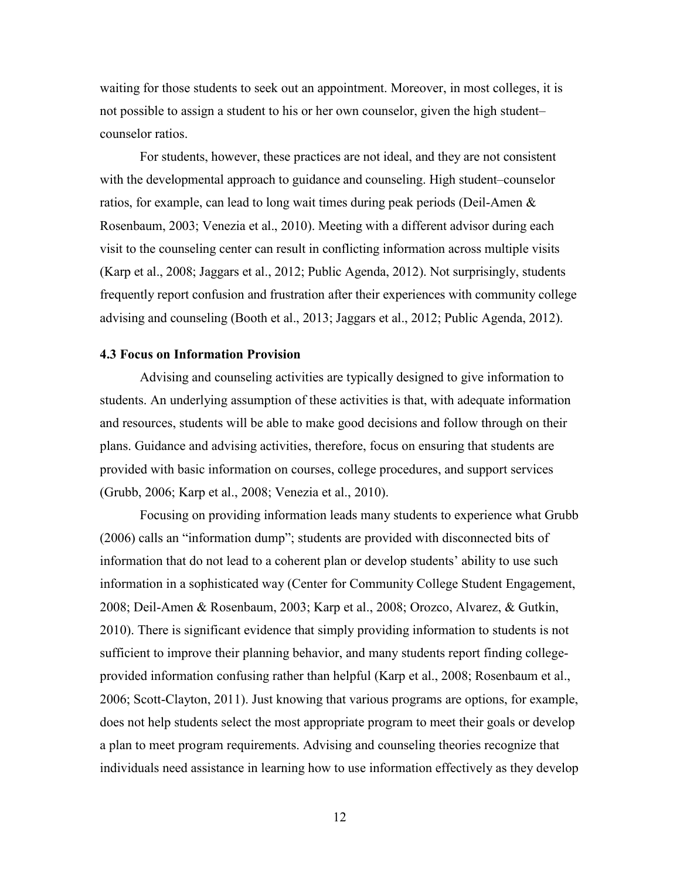waiting for those students to seek out an appointment. Moreover, in most colleges, it is not possible to assign a student to his or her own counselor, given the high student–counselor ratios.

For students, however, these practices are not ideal, and they are not consistent with the developmental approach to guidance and counseling. High student–counselor ratios, for example, can lead to long wait times during peak periods (Deil-Amen & Rosenbaum, 2003; Venezia et al., 2010). Meeting with a different advisor during each visit to the counseling center can result in conflicting information across multiple visits (Karp et al., 2008; Jaggars et al., 2012; Public Agenda, 2012). Not surprisingly, students frequently report confusion and frustration after their experiences with community college advising and counseling (Booth et al., 2013; Jaggars et al., 2012; Public Agenda, 2012).

### 4.3 Focus on Information Provision

Advising and counseling activities are typically designed to give information to students. An underlying assumption of these activities is that, with adequate information and resources, students will be able to make good decisions and follow through on their plans. Guidance and advising activities, therefore, focus on ensuring that students are provided with basic information on courses, college procedures, and support services (Grubb, 2006; Karp et al., 2008; Venezia et al., 2010).

Focusing on providing information leads many students to experience what Grubb (2006) calls an "information dump"; students are provided with disconnected bits of information that do not lead to a coherent plan or develop students' ability to use such information in a sophisticated way (Center for Community College Student Engagement, 2008; Deil-Amen & Rosenbaum, 2003; Karp et al., 2008; Orozco, Alvarez, & Gutkin, 2010). There is significant evidence that simply providing information to students is not sufficient to improve their planning behavior, and many students report finding college-provided information confusing rather than helpful (Karp et al., 2008; Rosenbaum et al., 2006; Scott-Clayton, 2011). Just knowing that various programs are options, for example, does not help students select the most appropriate program to meet their goals or develop a plan to meet program requirements. Advising and counseling theories recognize that individuals need assistance in learning how to use information effectively as they develop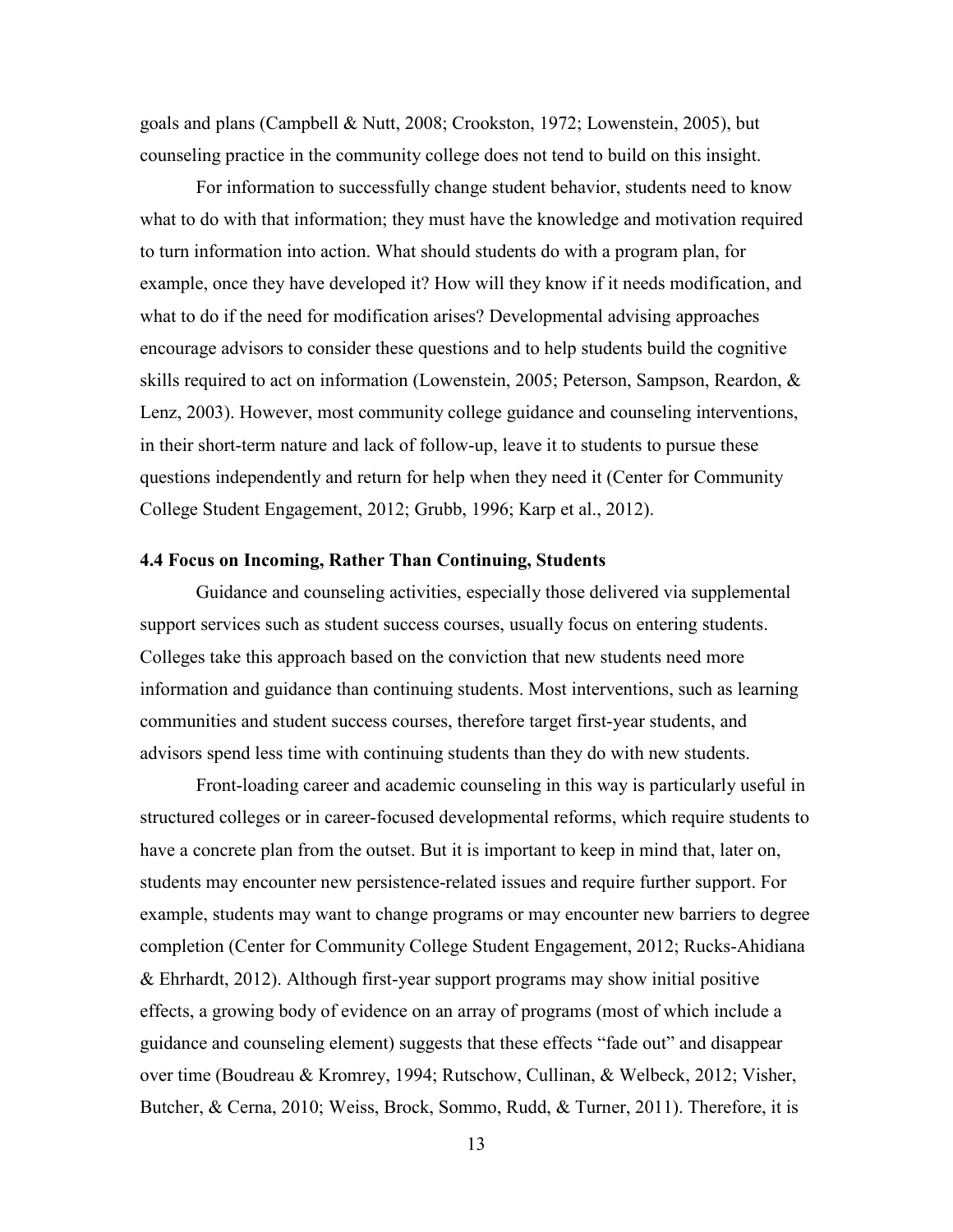goals and plans (Campbell & Nutt, 2008; Crookston, 1972; Lowenstein, 2005), but counseling practice in the community college does not tend to build on this insight.

For information to successfully change student behavior, students need to know what to do with that information; they must have the knowledge and motivation required to turn information into action. What should students do with a program plan, for example, once they have developed it? How will they know if it needs modification, and what to do if the need for modification arises? Developmental advising approaches encourage advisors to consider these questions and to help students build the cognitive skills required to act on information (Lowenstein, 2005; Peterson, Sampson, Reardon, & Lenz, 2003). However, most community college guidance and counseling interventions, in their short-term nature and lack of follow-up, leave it to students to pursue these questions independently and return for help when they need it (Center for Community College Student Engagement, 2012; Grubb, 1996; Karp et al., 2012).

### 4.4 Focus on Incoming, Rather Than Continuing, Students

Guidance and counseling activities, especially those delivered via supplemental support services such as student success courses, usually focus on entering students. Colleges take this approach based on the conviction that new students need more information and guidance than continuing students. Most interventions, such as learning communities and student success courses, therefore target first-year students, and advisors spend less time with continuing students than they do with new students.

Front-loading career and academic counseling in this way is particularly useful in structured colleges or in career-focused developmental reforms, which require students to have a concrete plan from the outset. But it is important to keep in mind that, later on, students may encounter new persistence-related issues and require further support. For example, students may want to change programs or may encounter new barriers to degree completion (Center for Community College Student Engagement, 2012; Rucks-Ahidiana & Ehrhardt, 2012). Although first-year support programs may show initial positive effects, a growing body of evidence on an array of programs (most of which include a guidance and counseling element) suggests that these effects "fade out" and disappear over time (Boudreau & Kromrey, 1994; Rutschow, Cullinan, & Welbeck, 2012; Visher, Butcher, & Cerna, 2010; Weiss, Brock, Sommo, Rudd, & Turner, 2011). Therefore, it is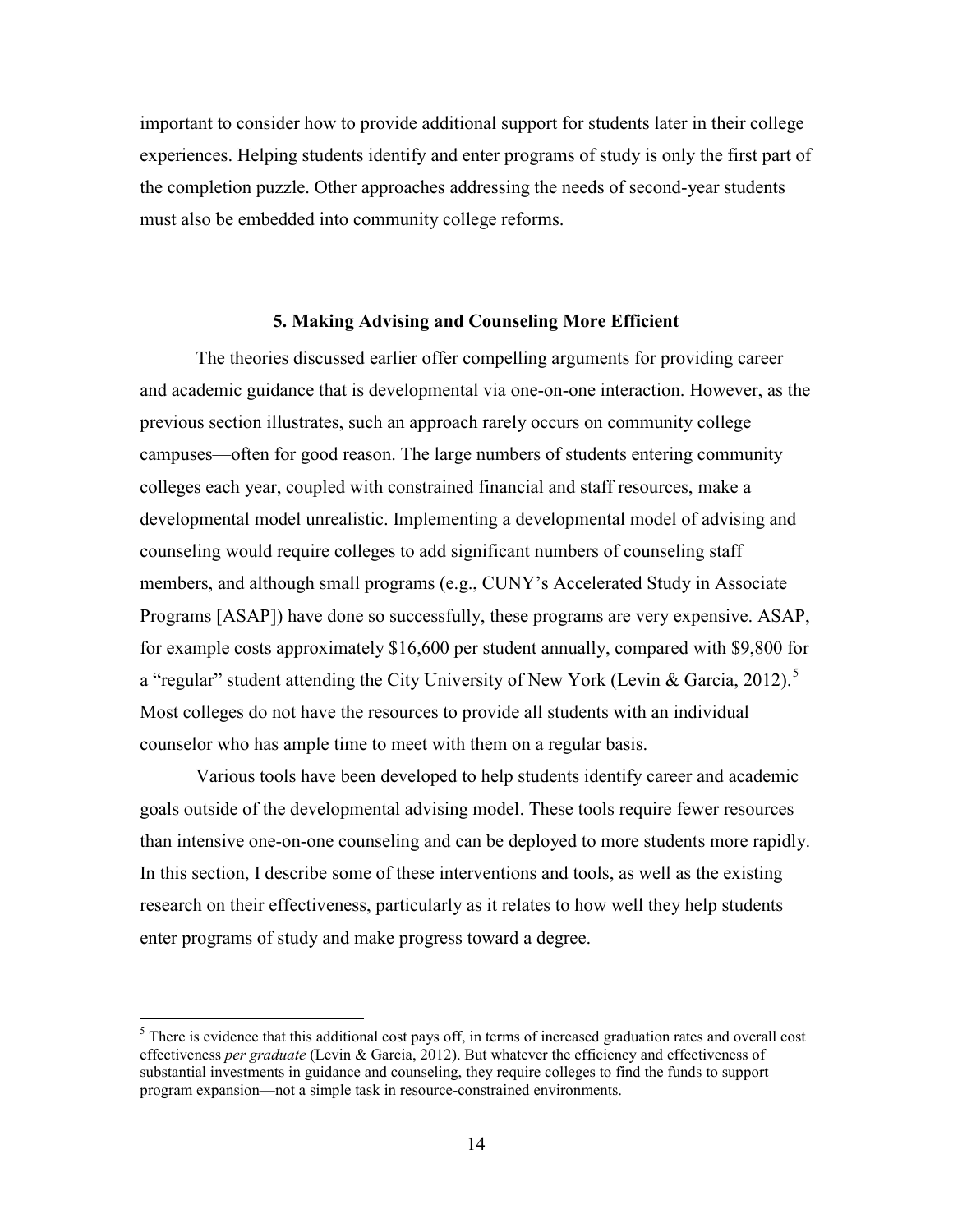important to consider how to provide additional support for students later in their college experiences. Helping students identify and enter programs of study is only the first part of the completion puzzle. Other approaches addressing the needs of second-year students must also be embedded into community college reforms.

## 5. Making Advising and Counseling More Efficient

The theories discussed earlier offer compelling arguments for providing career and academic guidance that is developmental via one-on-one interaction. However, as the previous section illustrates, such an approach rarely occurs on community college campuses—often for good reason. The large numbers of students entering community colleges each year, coupled with constrained financial and staff resources, make a developmental model unrealistic. Implementing a developmental model of advising and counseling would require colleges to add significant numbers of counseling staff members, and although small programs (e.g., CUNY's Accelerated Study in Associate Programs [ASAP]) have done so successfully, these programs are very expensive. ASAP, for example costs approximately $16,600 per student annually, compared with $9,800 for a "regular" student attending the City University of New York (Levin & Garcia, 2012).[5] Most colleges do not have the resources to provide all students with an individual counselor who has ample time to meet with them on a regular basis.

Various tools have been developed to help students identify career and academic goals outside of the developmental advising model. These tools require fewer resources than intensive one-on-one counseling and can be deployed to more students more rapidly. In this section, I describe some of these interventions and tools, as well as the existing research on their effectiveness, particularly as it relates to how well they help students enter programs of study and make progress toward a degree.

---

[5] There is evidence that this additional cost pays off, in terms of increased graduation rates and overall cost effectiveness *per graduate* (Levin & Garcia, 2012). But whatever the efficiency and effectiveness of substantial investments in guidance and counseling, they require colleges to find the funds to support program expansion—not a simple task in resource-constrained environments.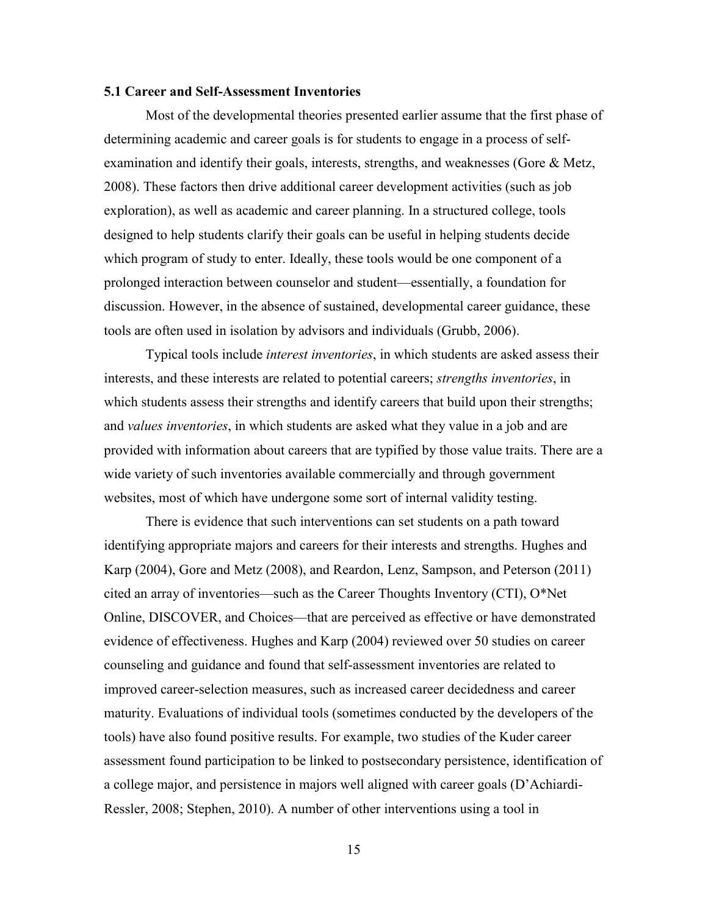### 5.1 Career and Self-Assessment Inventories

Most of the developmental theories presented earlier assume that the first phase of determining academic and career goals is for students to engage in a process of self-examination and identify their goals, interests, strengths, and weaknesses (Gore & Metz, 2008). These factors then drive additional career development activities (such as job exploration), as well as academic and career planning. In a structured college, tools designed to help students clarify their goals can be useful in helping students decide which program of study to enter. Ideally, these tools would be one component of a prolonged interaction between counselor and student—essentially, a foundation for discussion. However, in the absence of sustained, developmental career guidance, these tools are often used in isolation by advisors and individuals (Grubb, 2006).

Typical tools include *interest inventories*, in which students are asked assess their interests, and these interests are related to potential careers; *strengths inventories*, in which students assess their strengths and identify careers that build upon their strengths; and *values inventories*, in which students are asked what they value in a job and are provided with information about careers that are typified by those value traits. There are a wide variety of such inventories available commercially and through government websites, most of which have undergone some sort of internal validity testing.

There is evidence that such interventions can set students on a path toward identifying appropriate majors and careers for their interests and strengths. Hughes and Karp (2004), Gore and Metz (2008), and Reardon, Lenz, Sampson, and Peterson (2011) cited an array of inventories—such as the Career Thoughts Inventory (CTI), O*Net Online, DISCOVER, and Choices—that are perceived as effective or have demonstrated evidence of effectiveness. Hughes and Karp (2004) reviewed over 50 studies on career counseling and guidance and found that self-assessment inventories are related to improved career-selection measures, such as increased career decidedness and career maturity. Evaluations of individual tools (sometimes conducted by the developers of the tools) have also found positive results. For example, two studies of the Kuder career assessment found participation to be linked to postsecondary persistence, identification of a college major, and persistence in majors well aligned with career goals (D'Achiardi-Ressler, 2008; Stephen, 2010). A number of other interventions using a tool in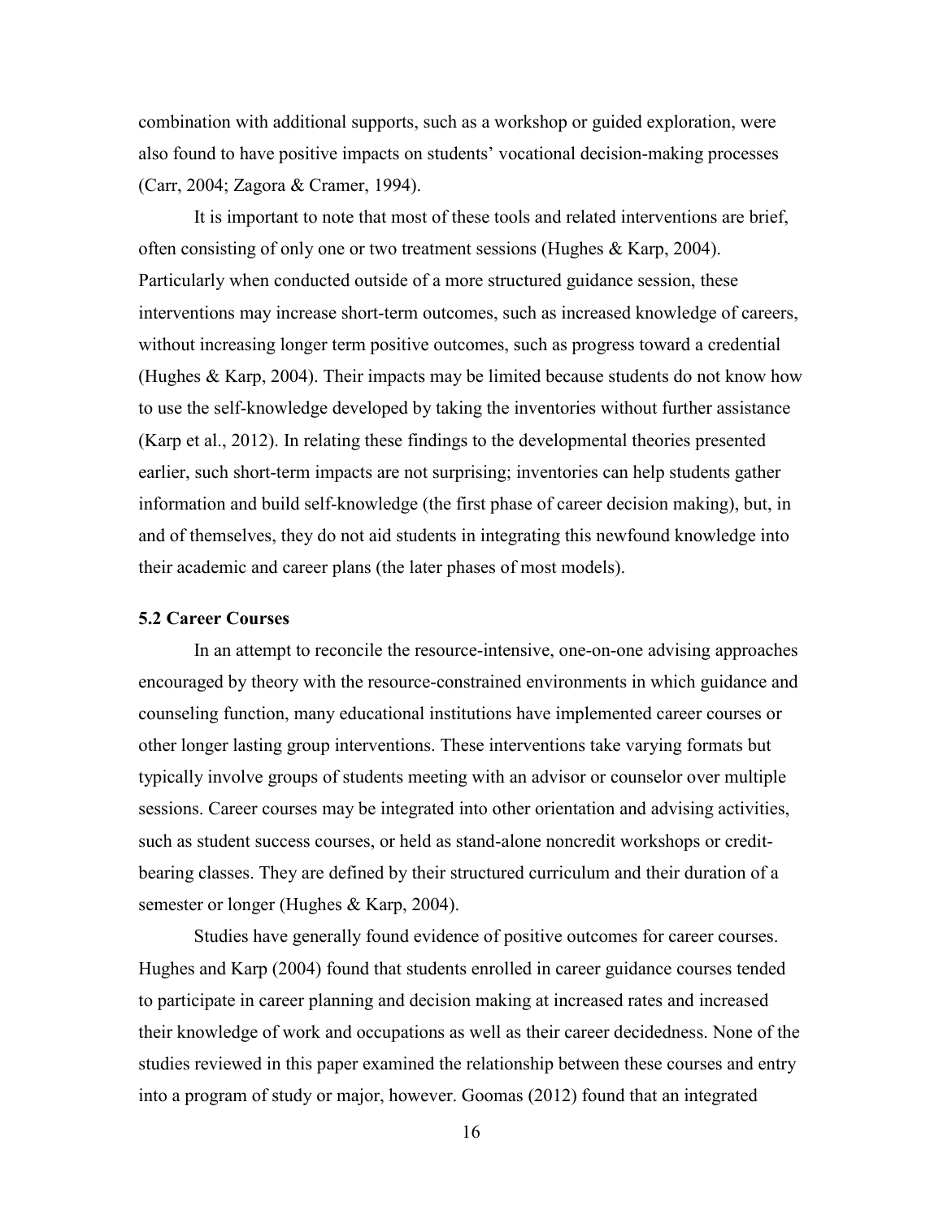combination with additional supports, such as a workshop or guided exploration, were also found to have positive impacts on students' vocational decision-making processes (Carr, 2004; Zagora & Cramer, 1994).

It is important to note that most of these tools and related interventions are brief, often consisting of only one or two treatment sessions (Hughes & Karp, 2004). Particularly when conducted outside of a more structured guidance session, these interventions may increase short-term outcomes, such as increased knowledge of careers, without increasing longer term positive outcomes, such as progress toward a credential (Hughes & Karp, 2004). Their impacts may be limited because students do not know how to use the self-knowledge developed by taking the inventories without further assistance (Karp et al., 2012). In relating these findings to the developmental theories presented earlier, such short-term impacts are not surprising; inventories can help students gather information and build self-knowledge (the first phase of career decision making), but, in and of themselves, they do not aid students in integrating this newfound knowledge into their academic and career plans (the later phases of most models).

### 5.2 Career Courses

In an attempt to reconcile the resource-intensive, one-on-one advising approaches encouraged by theory with the resource-constrained environments in which guidance and counseling function, many educational institutions have implemented career courses or other longer lasting group interventions. These interventions take varying formats but typically involve groups of students meeting with an advisor or counselor over multiple sessions. Career courses may be integrated into other orientation and advising activities, such as student success courses, or held as stand-alone noncredit workshops or credit-bearing classes. They are defined by their structured curriculum and their duration of a semester or longer (Hughes & Karp, 2004).

Studies have generally found evidence of positive outcomes for career courses. Hughes and Karp (2004) found that students enrolled in career guidance courses tended to participate in career planning and decision making at increased rates and increased their knowledge of work and occupations as well as their career decidedness. None of the studies reviewed in this paper examined the relationship between these courses and entry into a program of study or major, however. Goomas (2012) found that an integrated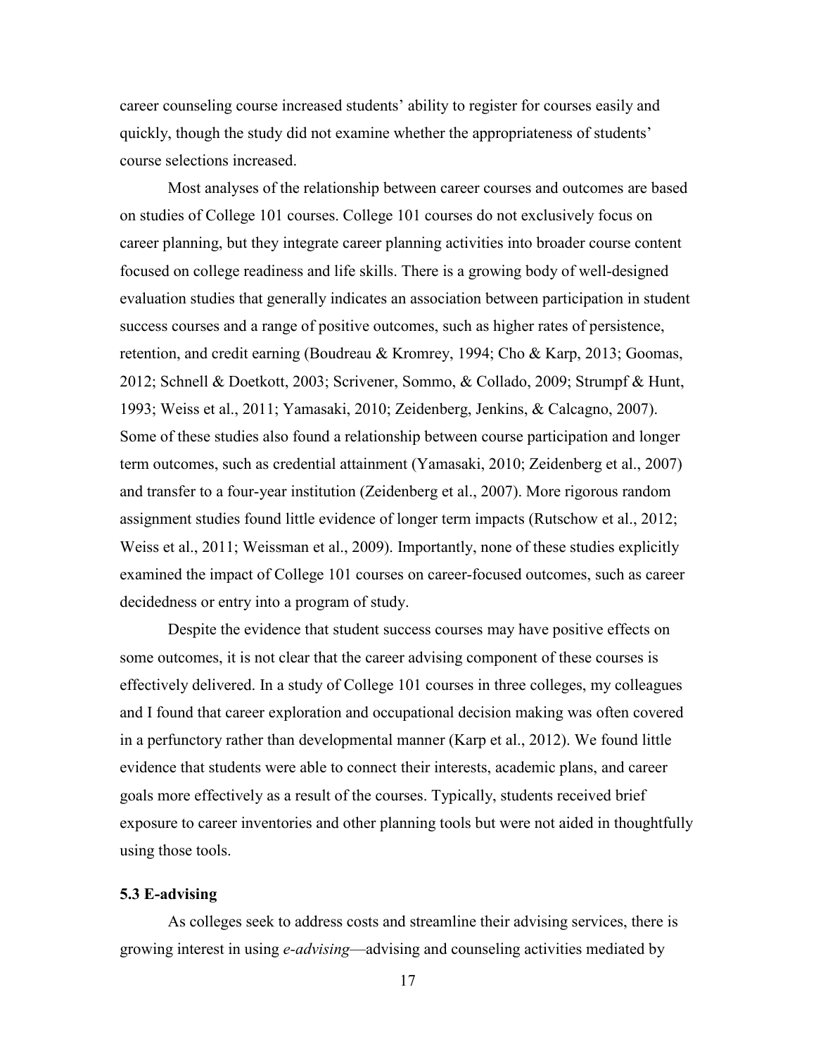career counseling course increased students' ability to register for courses easily and quickly, though the study did not examine whether the appropriateness of students' course selections increased.

Most analyses of the relationship between career courses and outcomes are based on studies of College 101 courses. College 101 courses do not exclusively focus on career planning, but they integrate career planning activities into broader course content focused on college readiness and life skills. There is a growing body of well-designed evaluation studies that generally indicates an association between participation in student success courses and a range of positive outcomes, such as higher rates of persistence, retention, and credit earning (Boudreau & Kromrey, 1994; Cho & Karp, 2013; Goomas, 2012; Schnell & Doetkott, 2003; Scrivener, Sommo, & Collado, 2009; Strumpf & Hunt, 1993; Weiss et al., 2011; Yamasaki, 2010; Zeidenberg, Jenkins, & Calcagno, 2007). Some of these studies also found a relationship between course participation and longer term outcomes, such as credential attainment (Yamasaki, 2010; Zeidenberg et al., 2007) and transfer to a four-year institution (Zeidenberg et al., 2007). More rigorous random assignment studies found little evidence of longer term impacts (Rutschow et al., 2012; Weiss et al., 2011; Weissman et al., 2009). Importantly, none of these studies explicitly examined the impact of College 101 courses on career-focused outcomes, such as career decidedness or entry into a program of study.

Despite the evidence that student success courses may have positive effects on some outcomes, it is not clear that the career advising component of these courses is effectively delivered. In a study of College 101 courses in three colleges, my colleagues and I found that career exploration and occupational decision making was often covered in a perfunctory rather than developmental manner (Karp et al., 2012). We found little evidence that students were able to connect their interests, academic plans, and career goals more effectively as a result of the courses. Typically, students received brief exposure to career inventories and other planning tools but were not aided in thoughtfully using those tools.

### 5.3 E-advising

As colleges seek to address costs and streamline their advising services, there is growing interest in using *e-advising*—advising and counseling activities mediated by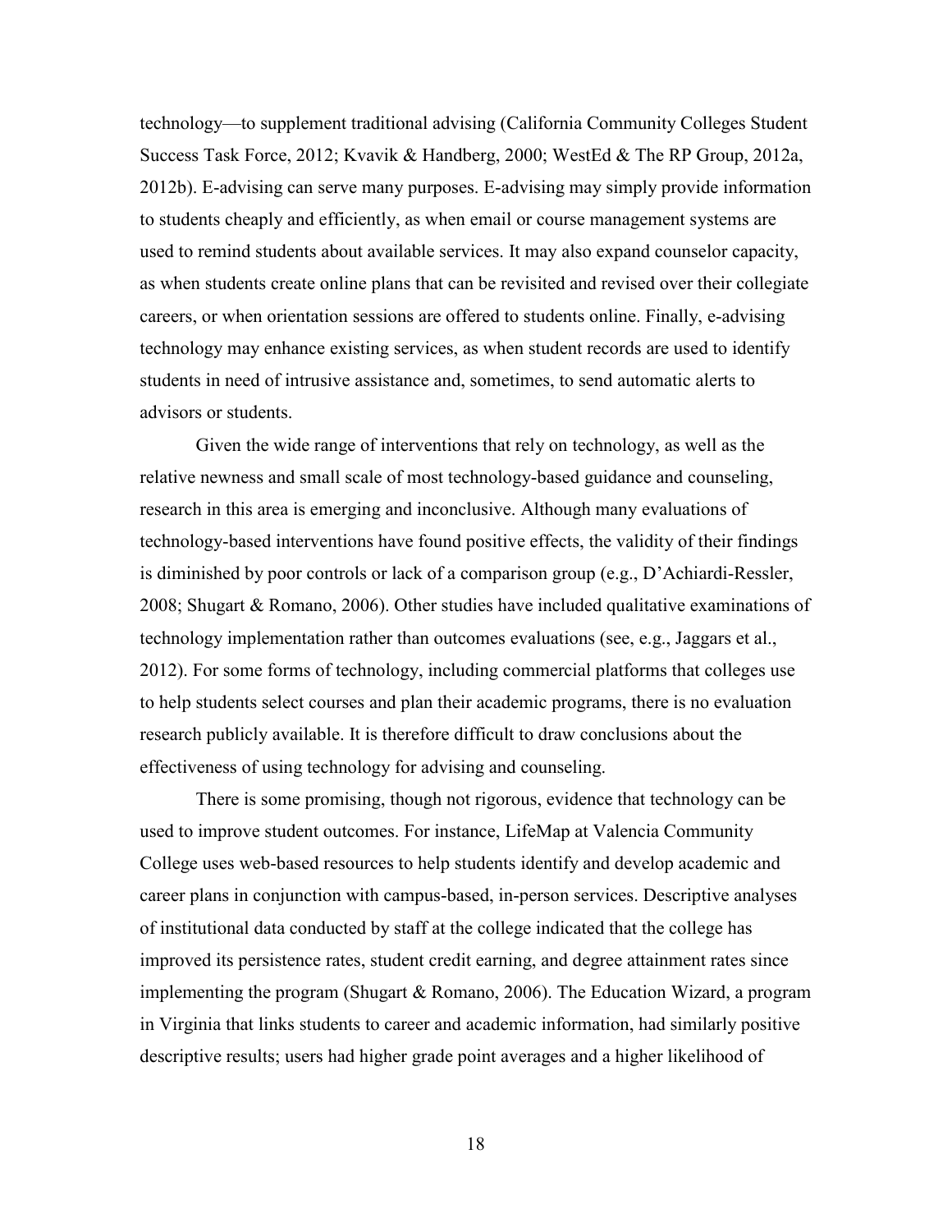technology—to supplement traditional advising (California Community Colleges Student Success Task Force, 2012; Kvavik & Handberg, 2000; WestEd & The RP Group, 2012a, 2012b). E-advising can serve many purposes. E-advising may simply provide information to students cheaply and efficiently, as when email or course management systems are used to remind students about available services. It may also expand counselor capacity, as when students create online plans that can be revisited and revised over their collegiate careers, or when orientation sessions are offered to students online. Finally, e-advising technology may enhance existing services, as when student records are used to identify students in need of intrusive assistance and, sometimes, to send automatic alerts to advisors or students.

Given the wide range of interventions that rely on technology, as well as the relative newness and small scale of most technology-based guidance and counseling, research in this area is emerging and inconclusive. Although many evaluations of technology-based interventions have found positive effects, the validity of their findings is diminished by poor controls or lack of a comparison group (e.g., D'Achiardi-Ressler, 2008; Shugart & Romano, 2006). Other studies have included qualitative examinations of technology implementation rather than outcomes evaluations (see, e.g., Jaggars et al., 2012). For some forms of technology, including commercial platforms that colleges use to help students select courses and plan their academic programs, there is no evaluation research publicly available. It is therefore difficult to draw conclusions about the effectiveness of using technology for advising and counseling.

There is some promising, though not rigorous, evidence that technology can be used to improve student outcomes. For instance, LifeMap at Valencia Community College uses web-based resources to help students identify and develop academic and career plans in conjunction with campus-based, in-person services. Descriptive analyses of institutional data conducted by staff at the college indicated that the college has improved its persistence rates, student credit earning, and degree attainment rates since implementing the program (Shugart & Romano, 2006). The Education Wizard, a program in Virginia that links students to career and academic information, had similarly positive descriptive results; users had higher grade point averages and a higher likelihood of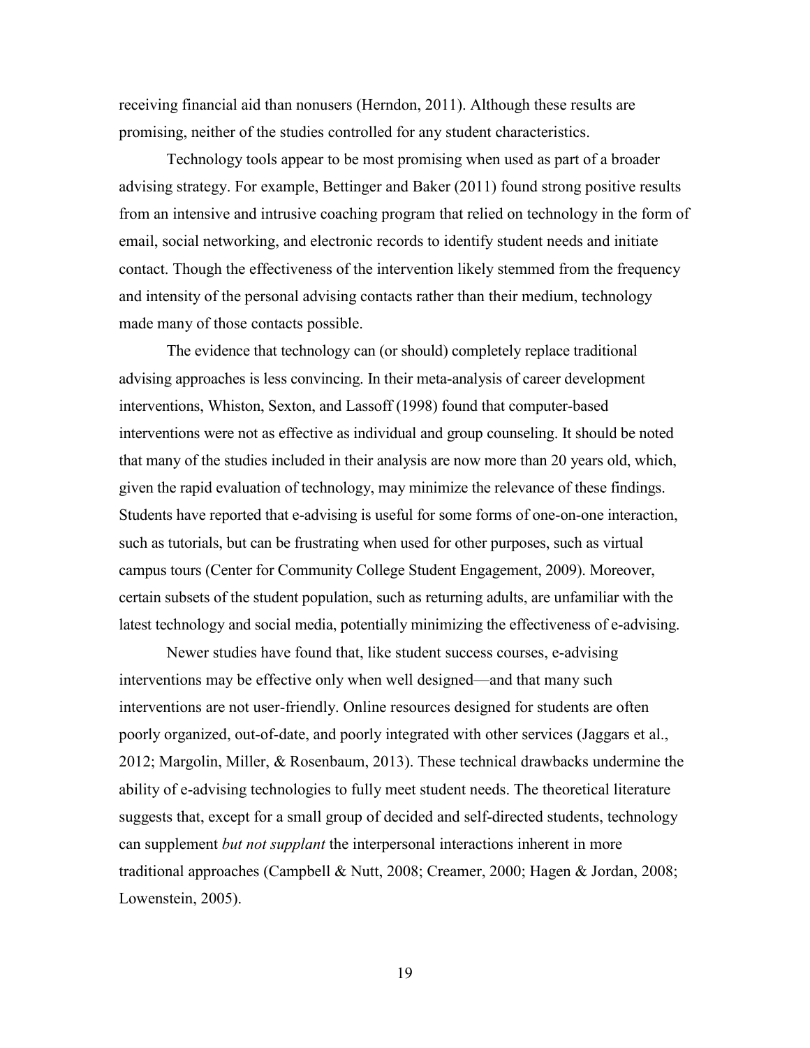receiving financial aid than nonusers (Herndon, 2011). Although these results are promising, neither of the studies controlled for any student characteristics.

Technology tools appear to be most promising when used as part of a broader advising strategy. For example, Bettinger and Baker (2011) found strong positive results from an intensive and intrusive coaching program that relied on technology in the form of email, social networking, and electronic records to identify student needs and initiate contact. Though the effectiveness of the intervention likely stemmed from the frequency and intensity of the personal advising contacts rather than their medium, technology made many of those contacts possible.

The evidence that technology can (or should) completely replace traditional advising approaches is less convincing. In their meta-analysis of career development interventions, Whiston, Sexton, and Lassoff (1998) found that computer-based interventions were not as effective as individual and group counseling. It should be noted that many of the studies included in their analysis are now more than 20 years old, which, given the rapid evaluation of technology, may minimize the relevance of these findings. Students have reported that e-advising is useful for some forms of one-on-one interaction, such as tutorials, but can be frustrating when used for other purposes, such as virtual campus tours (Center for Community College Student Engagement, 2009). Moreover, certain subsets of the student population, such as returning adults, are unfamiliar with the latest technology and social media, potentially minimizing the effectiveness of e-advising.

Newer studies have found that, like student success courses, e-advising interventions may be effective only when well designed—and that many such interventions are not user-friendly. Online resources designed for students are often poorly organized, out-of-date, and poorly integrated with other services (Jaggars et al., 2012; Margolin, Miller, & Rosenbaum, 2013). These technical drawbacks undermine the ability of e-advising technologies to fully meet student needs. The theoretical literature suggests that, except for a small group of decided and self-directed students, technology can supplement *but not supplant* the interpersonal interactions inherent in more traditional approaches (Campbell & Nutt, 2008; Creamer, 2000; Hagen & Jordan, 2008; Lowenstein, 2005).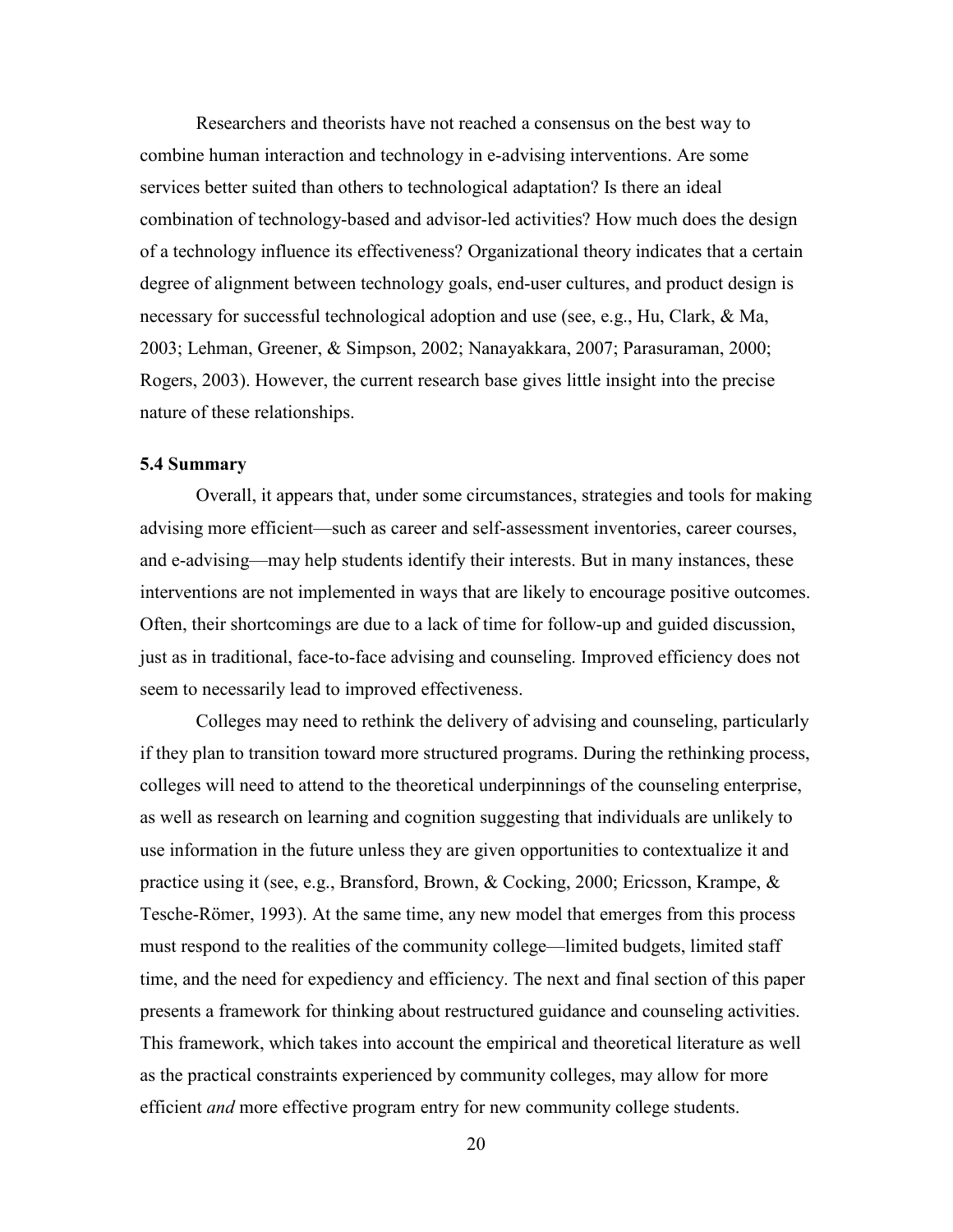Researchers and theorists have not reached a consensus on the best way to combine human interaction and technology in e-advising interventions. Are some services better suited than others to technological adaptation? Is there an ideal combination of technology-based and advisor-led activities? How much does the design of a technology influence its effectiveness? Organizational theory indicates that a certain degree of alignment between technology goals, end-user cultures, and product design is necessary for successful technological adoption and use (see, e.g., Hu, Clark, & Ma, 2003; Lehman, Greener, & Simpson, 2002; Nanayakkara, 2007; Parasuraman, 2000; Rogers, 2003). However, the current research base gives little insight into the precise nature of these relationships.

### 5.4 Summary

Overall, it appears that, under some circumstances, strategies and tools for making advising more efficient—such as career and self-assessment inventories, career courses, and e-advising—may help students identify their interests. But in many instances, these interventions are not implemented in ways that are likely to encourage positive outcomes. Often, their shortcomings are due to a lack of time for follow-up and guided discussion, just as in traditional, face-to-face advising and counseling. Improved efficiency does not seem to necessarily lead to improved effectiveness.

Colleges may need to rethink the delivery of advising and counseling, particularly if they plan to transition toward more structured programs. During the rethinking process, colleges will need to attend to the theoretical underpinnings of the counseling enterprise, as well as research on learning and cognition suggesting that individuals are unlikely to use information in the future unless they are given opportunities to contextualize it and practice using it (see, e.g., Bransford, Brown, & Cocking, 2000; Ericsson, Krampe, & Tesche-Römer, 1993). At the same time, any new model that emerges from this process must respond to the realities of the community college—limited budgets, limited staff time, and the need for expediency and efficiency. The next and final section of this paper presents a framework for thinking about restructured guidance and counseling activities. This framework, which takes into account the empirical and theoretical literature as well as the practical constraints experienced by community colleges, may allow for more efficient *and* more effective program entry for new community college students.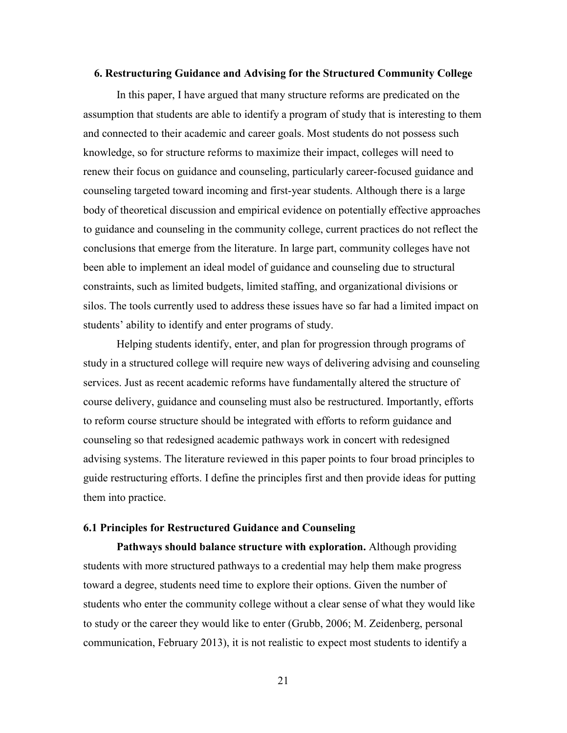## 6. Restructuring Guidance and Advising for the Structured Community College

In this paper, I have argued that many structure reforms are predicated on the assumption that students are able to identify a program of study that is interesting to them and connected to their academic and career goals. Most students do not possess such knowledge, so for structure reforms to maximize their impact, colleges will need to renew their focus on guidance and counseling, particularly career-focused guidance and counseling targeted toward incoming and first-year students. Although there is a large body of theoretical discussion and empirical evidence on potentially effective approaches to guidance and counseling in the community college, current practices do not reflect the conclusions that emerge from the literature. In large part, community colleges have not been able to implement an ideal model of guidance and counseling due to structural constraints, such as limited budgets, limited staffing, and organizational divisions or silos. The tools currently used to address these issues have so far had a limited impact on students' ability to identify and enter programs of study.

Helping students identify, enter, and plan for progression through programs of study in a structured college will require new ways of delivering advising and counseling services. Just as recent academic reforms have fundamentally altered the structure of course delivery, guidance and counseling must also be restructured. Importantly, efforts to reform course structure should be integrated with efforts to reform guidance and counseling so that redesigned academic pathways work in concert with redesigned advising systems. The literature reviewed in this paper points to four broad principles to guide restructuring efforts. I define the principles first and then provide ideas for putting them into practice.

### 6.1 Principles for Restructured Guidance and Counseling

**Pathways should balance structure with exploration.** Although providing students with more structured pathways to a credential may help them make progress toward a degree, students need time to explore their options. Given the number of students who enter the community college without a clear sense of what they would like to study or the career they would like to enter (Grubb, 2006; M. Zeidenberg, personal communication, February 2013), it is not realistic to expect most students to identify a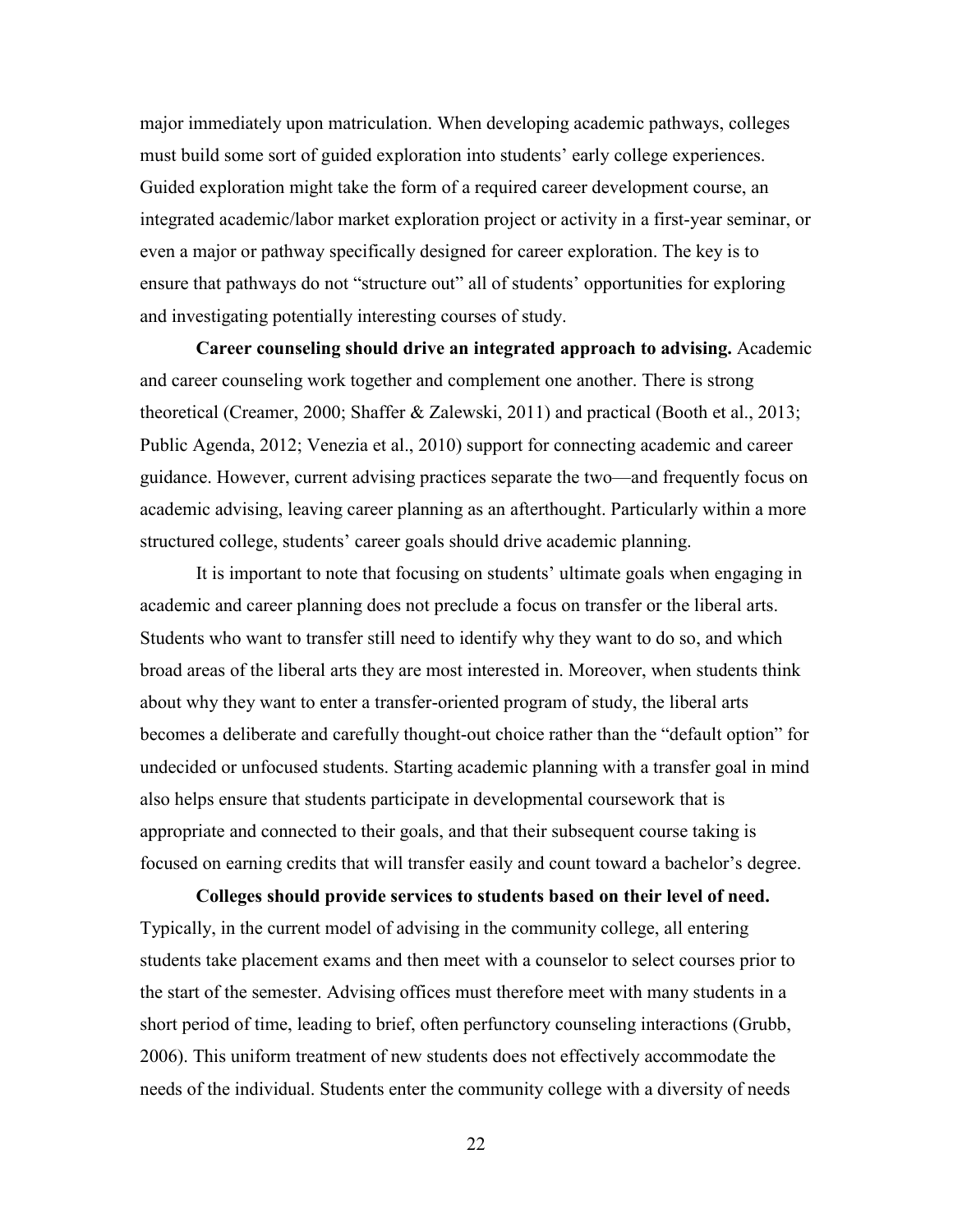major immediately upon matriculation. When developing academic pathways, colleges must build some sort of guided exploration into students' early college experiences. Guided exploration might take the form of a required career development course, an integrated academic/labor market exploration project or activity in a first-year seminar, or even a major or pathway specifically designed for career exploration. The key is to ensure that pathways do not "structure out" all of students' opportunities for exploring and investigating potentially interesting courses of study.

**Career counseling should drive an integrated approach to advising.** Academic and career counseling work together and complement one another. There is strong theoretical (Creamer, 2000; Shaffer & Zalewski, 2011) and practical (Booth et al., 2013; Public Agenda, 2012; Venezia et al., 2010) support for connecting academic and career guidance. However, current advising practices separate the two—and frequently focus on academic advising, leaving career planning as an afterthought. Particularly within a more structured college, students' career goals should drive academic planning.

It is important to note that focusing on students' ultimate goals when engaging in academic and career planning does not preclude a focus on transfer or the liberal arts. Students who want to transfer still need to identify why they want to do so, and which broad areas of the liberal arts they are most interested in. Moreover, when students think about why they want to enter a transfer-oriented program of study, the liberal arts becomes a deliberate and carefully thought-out choice rather than the "default option" for undecided or unfocused students. Starting academic planning with a transfer goal in mind also helps ensure that students participate in developmental coursework that is appropriate and connected to their goals, and that their subsequent course taking is focused on earning credits that will transfer easily and count toward a bachelor's degree.

**Colleges should provide services to students based on their level of need.** Typically, in the current model of advising in the community college, all entering students take placement exams and then meet with a counselor to select courses prior to the start of the semester. Advising offices must therefore meet with many students in a short period of time, leading to brief, often perfunctory counseling interactions (Grubb, 2006). This uniform treatment of new students does not effectively accommodate the needs of the individual. Students enter the community college with a diversity of needs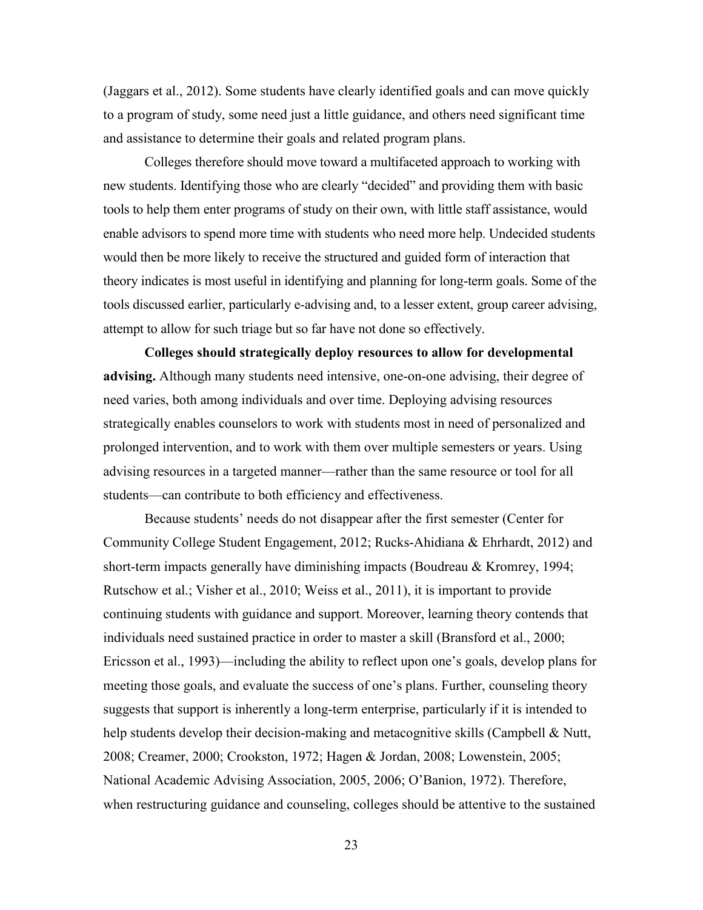(Jaggars et al., 2012). Some students have clearly identified goals and can move quickly to a program of study, some need just a little guidance, and others need significant time and assistance to determine their goals and related program plans.

Colleges therefore should move toward a multifaceted approach to working with new students. Identifying those who are clearly "decided" and providing them with basic tools to help them enter programs of study on their own, with little staff assistance, would enable advisors to spend more time with students who need more help. Undecided students would then be more likely to receive the structured and guided form of interaction that theory indicates is most useful in identifying and planning for long-term goals. Some of the tools discussed earlier, particularly e-advising and, to a lesser extent, group career advising, attempt to allow for such triage but so far have not done so effectively.

**Colleges should strategically deploy resources to allow for developmental advising.** Although many students need intensive, one-on-one advising, their degree of need varies, both among individuals and over time. Deploying advising resources strategically enables counselors to work with students most in need of personalized and prolonged intervention, and to work with them over multiple semesters or years. Using advising resources in a targeted manner—rather than the same resource or tool for all students—can contribute to both efficiency and effectiveness.

Because students' needs do not disappear after the first semester (Center for Community College Student Engagement, 2012; Rucks-Ahidiana & Ehrhardt, 2012) and short-term impacts generally have diminishing impacts (Boudreau & Kromrey, 1994; Rutschow et al.; Visher et al., 2010; Weiss et al., 2011), it is important to provide continuing students with guidance and support. Moreover, learning theory contends that individuals need sustained practice in order to master a skill (Bransford et al., 2000; Ericsson et al., 1993)—including the ability to reflect upon one's goals, develop plans for meeting those goals, and evaluate the success of one's plans. Further, counseling theory suggests that support is inherently a long-term enterprise, particularly if it is intended to help students develop their decision-making and metacognitive skills (Campbell & Nutt, 2008; Creamer, 2000; Crookston, 1972; Hagen & Jordan, 2008; Lowenstein, 2005; National Academic Advising Association, 2005, 2006; O'Banion, 1972). Therefore, when restructuring guidance and counseling, colleges should be attentive to the sustained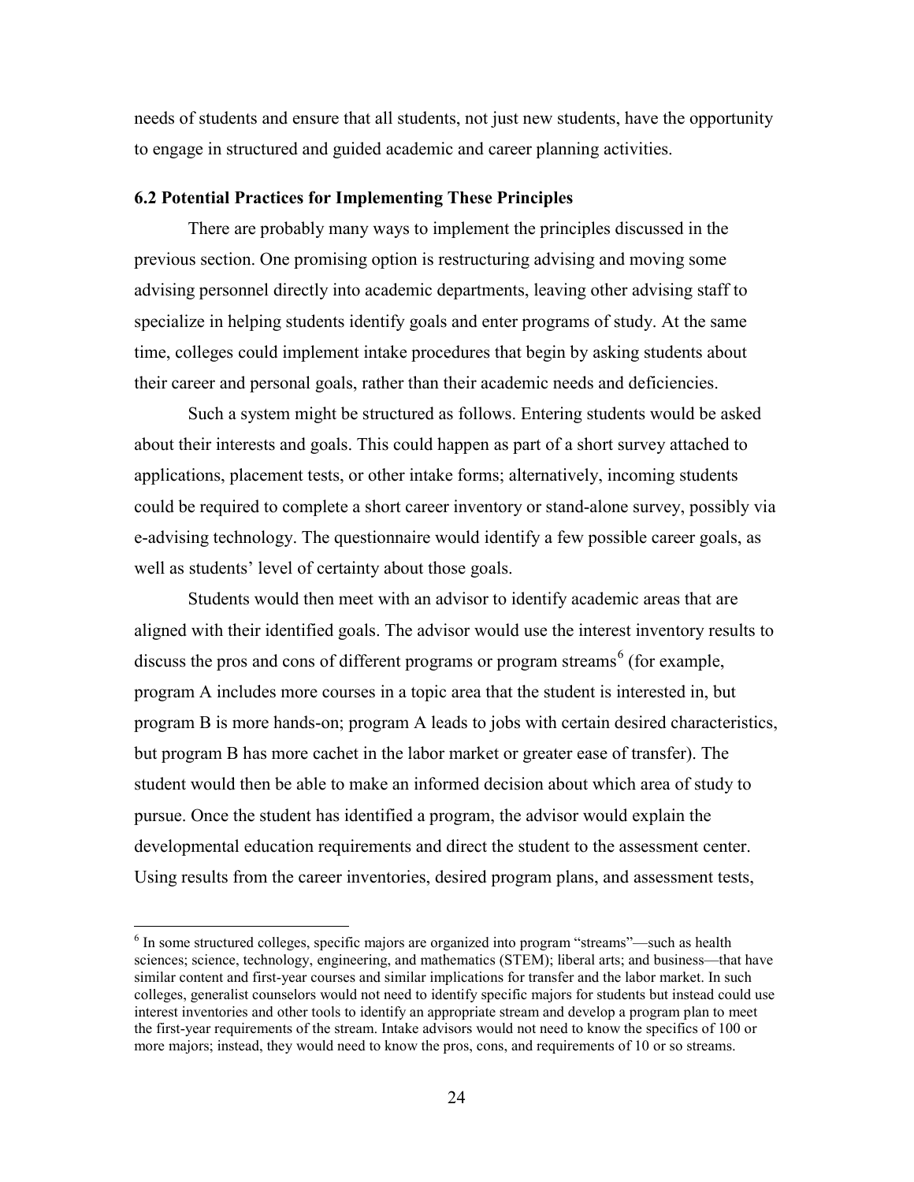needs of students and ensure that all students, not just new students, have the opportunity to engage in structured and guided academic and career planning activities.

### 6.2 Potential Practices for Implementing These Principles

There are probably many ways to implement the principles discussed in the previous section. One promising option is restructuring advising and moving some advising personnel directly into academic departments, leaving other advising staff to specialize in helping students identify goals and enter programs of study. At the same time, colleges could implement intake procedures that begin by asking students about their career and personal goals, rather than their academic needs and deficiencies.

Such a system might be structured as follows. Entering students would be asked about their interests and goals. This could happen as part of a short survey attached to applications, placement tests, or other intake forms; alternatively, incoming students could be required to complete a short career inventory or stand-alone survey, possibly via e-advising technology. The questionnaire would identify a few possible career goals, as well as students' level of certainty about those goals.

Students would then meet with an advisor to identify academic areas that are aligned with their identified goals. The advisor would use the interest inventory results to discuss the pros and cons of different programs or program streams[6] (for example, program A includes more courses in a topic area that the student is interested in, but program B is more hands-on; program A leads to jobs with certain desired characteristics, but program B has more cachet in the labor market or greater ease of transfer). The student would then be able to make an informed decision about which area of study to pursue. Once the student has identified a program, the advisor would explain the developmental education requirements and direct the student to the assessment center. Using results from the career inventories, desired program plans, and assessment tests,

[6] In some structured colleges, specific majors are organized into program "streams"—such as health sciences; science, technology, engineering, and mathematics (STEM); liberal arts; and business—that have similar content and first-year courses and similar implications for transfer and the labor market. In such colleges, generalist counselors would not need to identify specific majors for students but instead could use interest inventories and other tools to identify an appropriate stream and develop a program plan to meet the first-year requirements of the stream. Intake advisors would not need to know the specifics of 100 or more majors; instead, they would need to know the pros, cons, and requirements of 10 or so streams.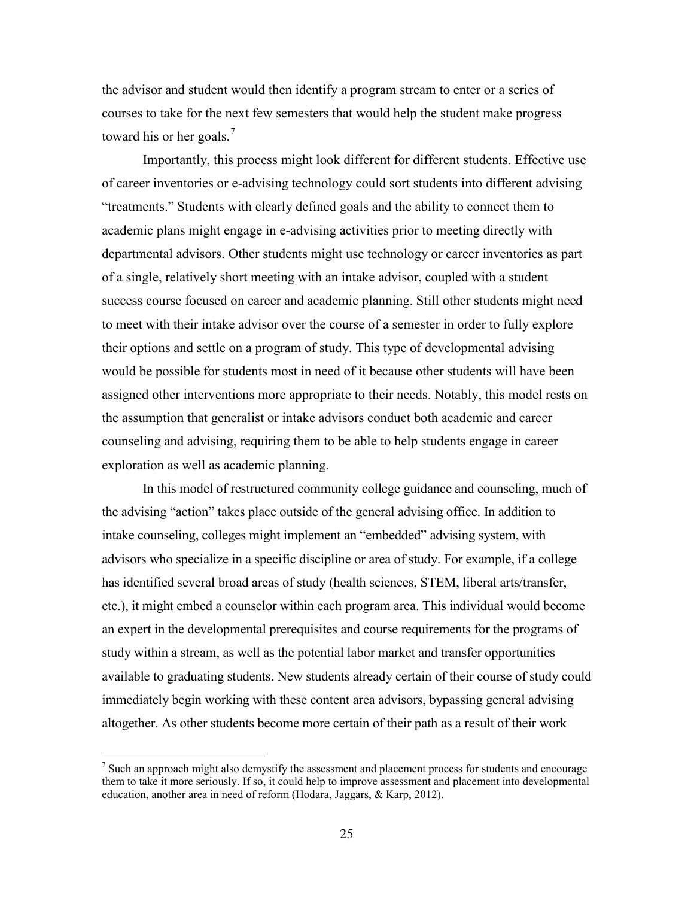the advisor and student would then identify a program stream to enter or a series of courses to take for the next few semesters that would help the student make progress toward his or her goals.[7]

Importantly, this process might look different for different students. Effective use of career inventories or e-advising technology could sort students into different advising "treatments." Students with clearly defined goals and the ability to connect them to academic plans might engage in e-advising activities prior to meeting directly with departmental advisors. Other students might use technology or career inventories as part of a single, relatively short meeting with an intake advisor, coupled with a student success course focused on career and academic planning. Still other students might need to meet with their intake advisor over the course of a semester in order to fully explore their options and settle on a program of study. This type of developmental advising would be possible for students most in need of it because other students will have been assigned other interventions more appropriate to their needs. Notably, this model rests on the assumption that generalist or intake advisors conduct both academic and career counseling and advising, requiring them to be able to help students engage in career exploration as well as academic planning.

In this model of restructured community college guidance and counseling, much of the advising "action" takes place outside of the general advising office. In addition to intake counseling, colleges might implement an "embedded" advising system, with advisors who specialize in a specific discipline or area of study. For example, if a college has identified several broad areas of study (health sciences, STEM, liberal arts/transfer, etc.), it might embed a counselor within each program area. This individual would become an expert in the developmental prerequisites and course requirements for the programs of study within a stream, as well as the potential labor market and transfer opportunities available to graduating students. New students already certain of their course of study could immediately begin working with these content area advisors, bypassing general advising altogether. As other students become more certain of their path as a result of their work

[7] Such an approach might also demystify the assessment and placement process for students and encourage them to take it more seriously. If so, it could help to improve assessment and placement into developmental education, another area in need of reform (Hodara, Jaggars, & Karp, 2012).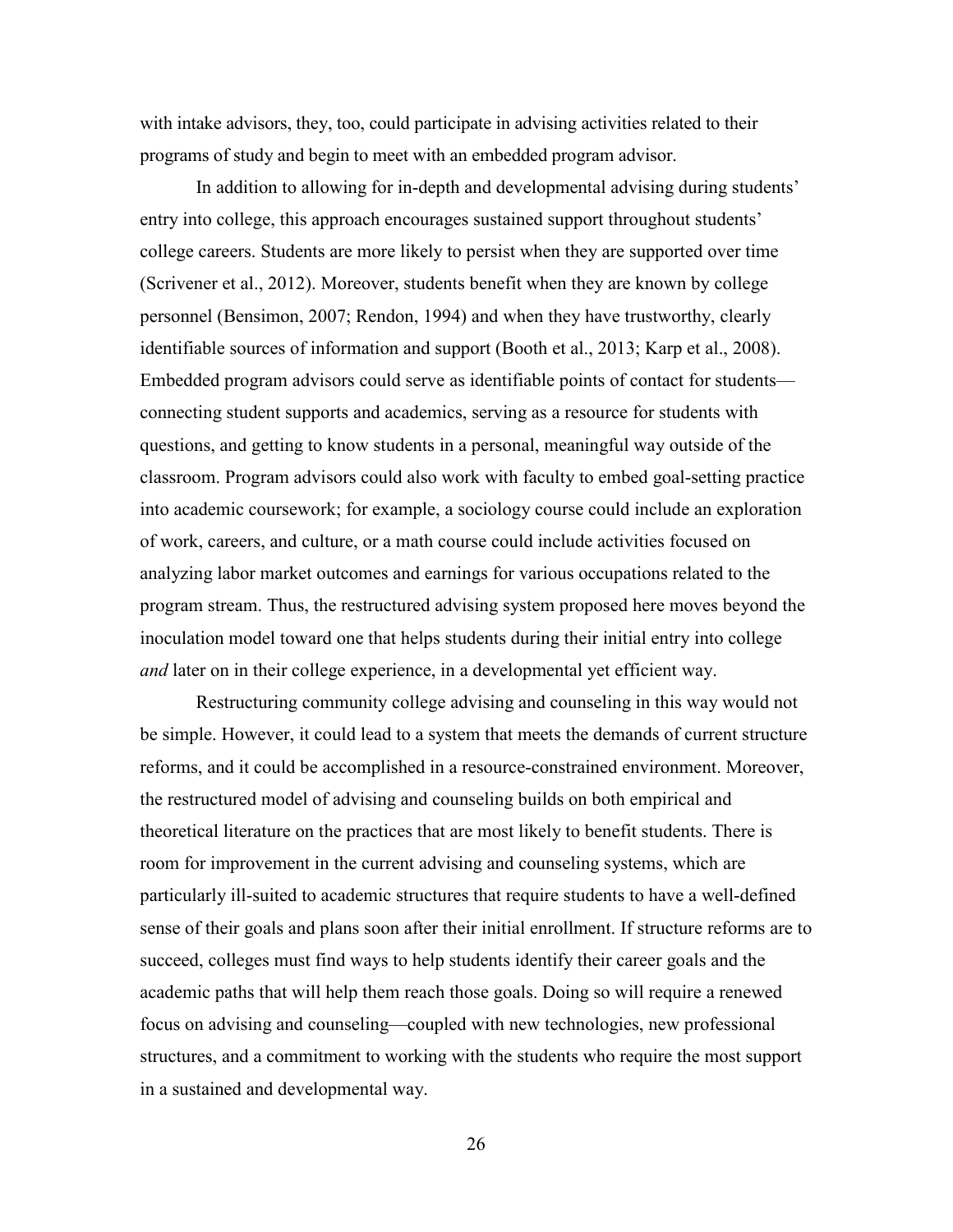with intake advisors, they, too, could participate in advising activities related to their programs of study and begin to meet with an embedded program advisor.

In addition to allowing for in-depth and developmental advising during students' entry into college, this approach encourages sustained support throughout students' college careers. Students are more likely to persist when they are supported over time (Scrivener et al., 2012). Moreover, students benefit when they are known by college personnel (Bensimon, 2007; Rendon, 1994) and when they have trustworthy, clearly identifiable sources of information and support (Booth et al., 2013; Karp et al., 2008). Embedded program advisors could serve as identifiable points of contact for students—connecting student supports and academics, serving as a resource for students with questions, and getting to know students in a personal, meaningful way outside of the classroom. Program advisors could also work with faculty to embed goal-setting practice into academic coursework; for example, a sociology course could include an exploration of work, careers, and culture, or a math course could include activities focused on analyzing labor market outcomes and earnings for various occupations related to the program stream. Thus, the restructured advising system proposed here moves beyond the inoculation model toward one that helps students during their initial entry into college *and* later on in their college experience, in a developmental yet efficient way.

Restructuring community college advising and counseling in this way would not be simple. However, it could lead to a system that meets the demands of current structure reforms, and it could be accomplished in a resource-constrained environment. Moreover, the restructured model of advising and counseling builds on both empirical and theoretical literature on the practices that are most likely to benefit students. There is room for improvement in the current advising and counseling systems, which are particularly ill-suited to academic structures that require students to have a well-defined sense of their goals and plans soon after their initial enrollment. If structure reforms are to succeed, colleges must find ways to help students identify their career goals and the academic paths that will help them reach those goals. Doing so will require a renewed focus on advising and counseling—coupled with new technologies, new professional structures, and a commitment to working with the students who require the most support in a sustained and developmental way.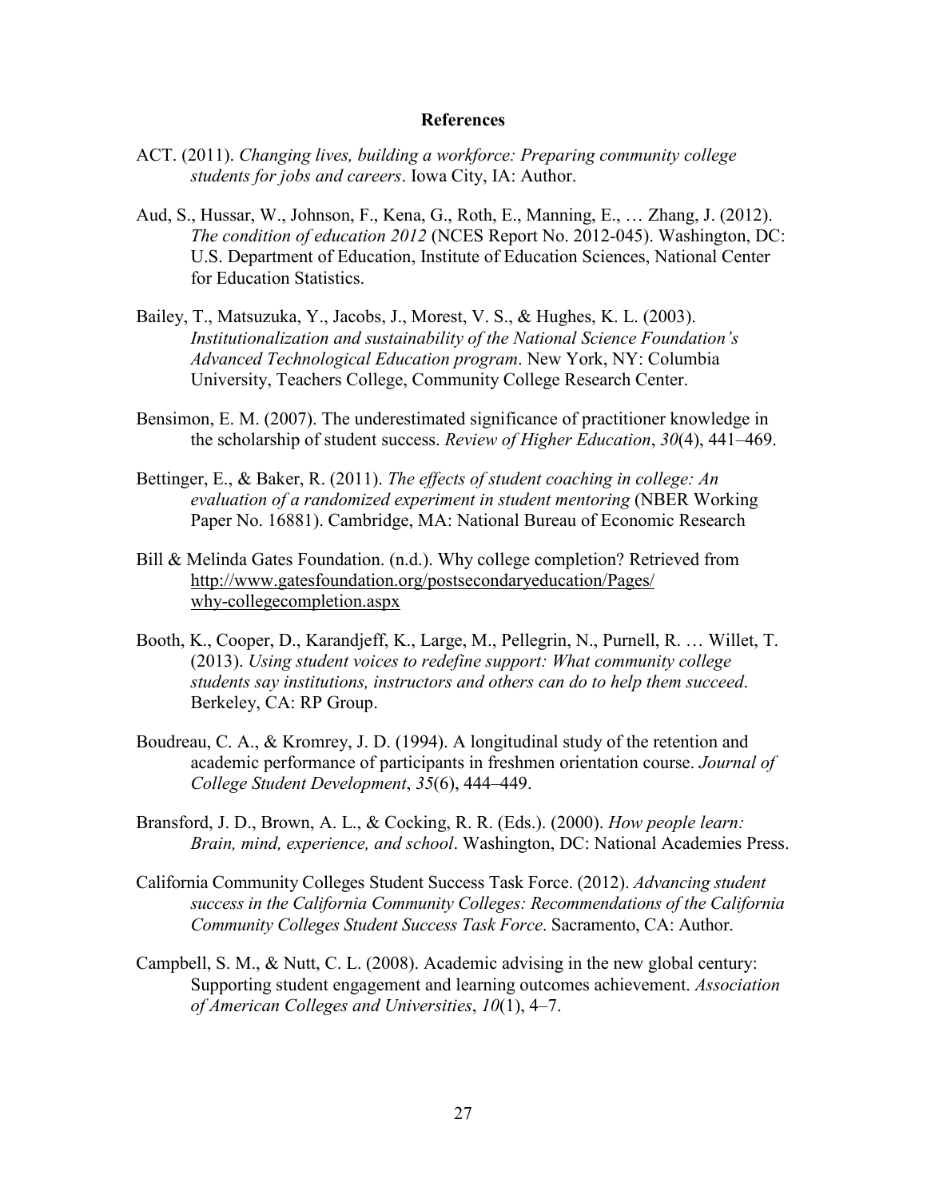## References

ACT. (2011). *Changing lives, building a workforce: Preparing community college students for jobs and careers*. Iowa City, IA: Author.

Aud, S., Hussar, W., Johnson, F., Kena, G., Roth, E., Manning, E., … Zhang, J. (2012). *The condition of education 2012* (NCES Report No. 2012-045). Washington, DC: U.S. Department of Education, Institute of Education Sciences, National Center for Education Statistics.

Bailey, T., Matsuzuka, Y., Jacobs, J., Morest, V. S., & Hughes, K. L. (2003). *Institutionalization and sustainability of the National Science Foundation's Advanced Technological Education program*. New York, NY: Columbia University, Teachers College, Community College Research Center.

Bensimon, E. M. (2007). The underestimated significance of practitioner knowledge in the scholarship of student success. *Review of Higher Education*, *30*(4), 441–469.

Bettinger, E., & Baker, R. (2011). *The effects of student coaching in college: An evaluation of a randomized experiment in student mentoring* (NBER Working Paper No. 16881). Cambridge, MA: National Bureau of Economic Research

Bill & Melinda Gates Foundation. (n.d.). Why college completion? Retrieved from http://www.gatesfoundation.org/postsecondaryeducation/Pages/why-collegecompletion.aspx

Booth, K., Cooper, D., Karandjeff, K., Large, M., Pellegrin, N., Purnell, R. … Willet, T. (2013). *Using student voices to redefine support: What community college students say institutions, instructors and others can do to help them succeed*. Berkeley, CA: RP Group.

Boudreau, C. A., & Kromrey, J. D. (1994). A longitudinal study of the retention and academic performance of participants in freshmen orientation course. *Journal of College Student Development*, *35*(6), 444–449.

Bransford, J. D., Brown, A. L., & Cocking, R. R. (Eds.). (2000). *How people learn: Brain, mind, experience, and school*. Washington, DC: National Academies Press.

California Community Colleges Student Success Task Force. (2012). *Advancing student success in the California Community Colleges: Recommendations of the California Community Colleges Student Success Task Force*. Sacramento, CA: Author.

Campbell, S. M., & Nutt, C. L. (2008). Academic advising in the new global century: Supporting student engagement and learning outcomes achievement. *Association of American Colleges and Universities*, *10*(1), 4–7.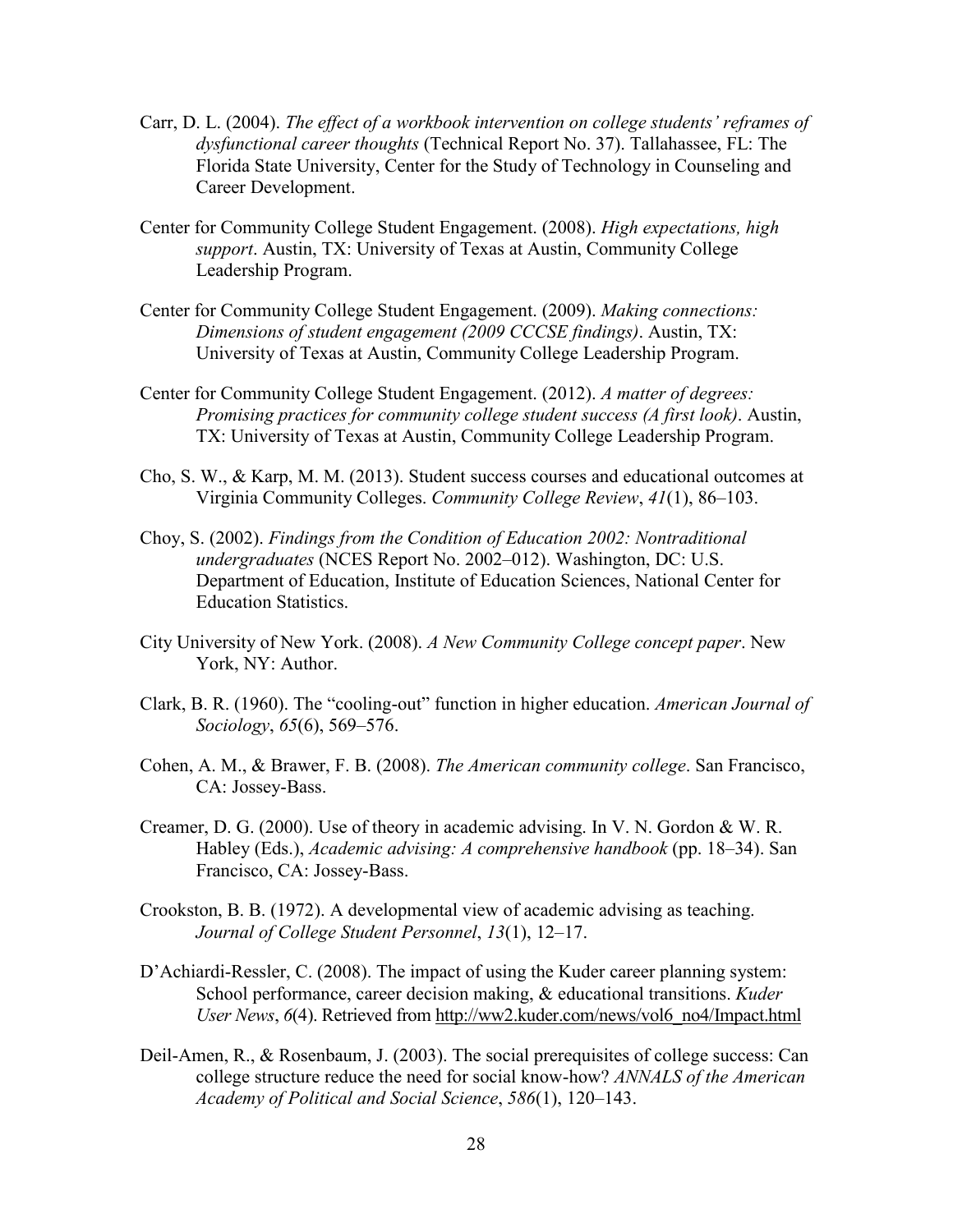Carr, D. L. (2004). *The effect of a workbook intervention on college students' reframes of dysfunctional career thoughts* (Technical Report No. 37). Tallahassee, FL: The Florida State University, Center for the Study of Technology in Counseling and Career Development.

Center for Community College Student Engagement. (2008). *High expectations, high support*. Austin, TX: University of Texas at Austin, Community College Leadership Program.

Center for Community College Student Engagement. (2009). *Making connections: Dimensions of student engagement (2009 CCCSE findings)*. Austin, TX: University of Texas at Austin, Community College Leadership Program.

Center for Community College Student Engagement. (2012). *A matter of degrees: Promising practices for community college student success (A first look)*. Austin, TX: University of Texas at Austin, Community College Leadership Program.

Cho, S. W., & Karp, M. M. (2013). Student success courses and educational outcomes at Virginia Community Colleges. *Community College Review*, *41*(1), 86–103.

Choy, S. (2002). *Findings from the Condition of Education 2002: Nontraditional undergraduates* (NCES Report No. 2002–012). Washington, DC: U.S. Department of Education, Institute of Education Sciences, National Center for Education Statistics.

City University of New York. (2008). *A New Community College concept paper*. New York, NY: Author.

Clark, B. R. (1960). The "cooling-out" function in higher education. *American Journal of Sociology*, *65*(6), 569–576.

Cohen, A. M., & Brawer, F. B. (2008). *The American community college*. San Francisco, CA: Jossey-Bass.

Creamer, D. G. (2000). Use of theory in academic advising. In V. N. Gordon & W. R. Habley (Eds.), *Academic advising: A comprehensive handbook* (pp. 18–34). San Francisco, CA: Jossey-Bass.

Crookston, B. B. (1972). A developmental view of academic advising as teaching. *Journal of College Student Personnel*, *13*(1), 12–17.

D'Achiardi-Ressler, C. (2008). The impact of using the Kuder career planning system: School performance, career decision making, & educational transitions. *Kuder User News*, *6*(4). Retrieved from http://ww2.kuder.com/news/vol6_no4/Impact.html

Deil-Amen, R., & Rosenbaum, J. (2003). The social prerequisites of college success: Can college structure reduce the need for social know-how? *ANNALS of the American Academy of Political and Social Science*, *586*(1), 120–143.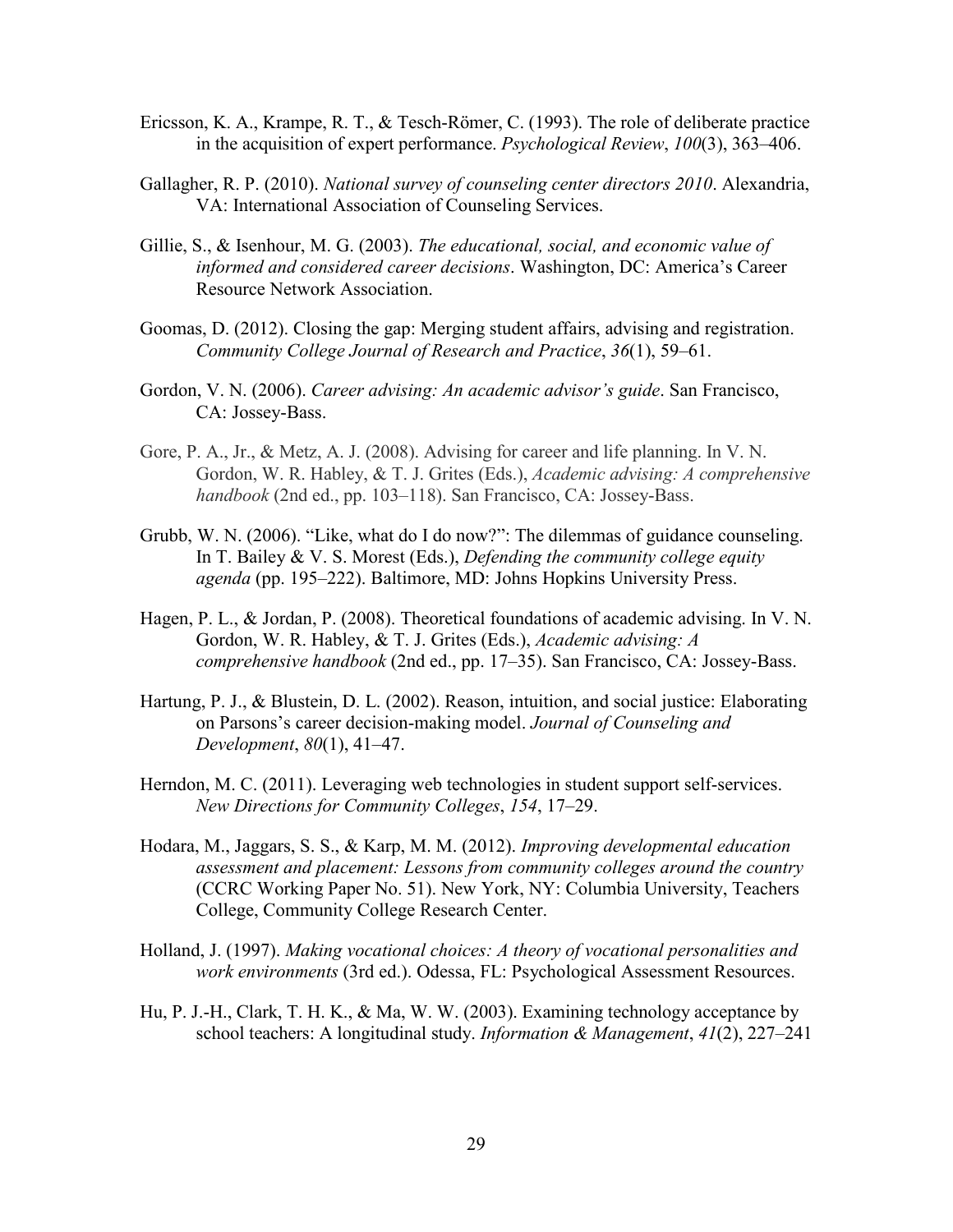Ericsson, K. A., Krampe, R. T., & Tesch-Römer, C. (1993). The role of deliberate practice in the acquisition of expert performance. *Psychological Review*, *100*(3), 363–406.

Gallagher, R. P. (2010). *National survey of counseling center directors 2010*. Alexandria, VA: International Association of Counseling Services.

Gillie, S., & Isenhour, M. G. (2003). *The educational, social, and economic value of informed and considered career decisions*. Washington, DC: America's Career Resource Network Association.

Goomas, D. (2012). Closing the gap: Merging student affairs, advising and registration. *Community College Journal of Research and Practice*, *36*(1), 59–61.

Gordon, V. N. (2006). *Career advising: An academic advisor's guide*. San Francisco, CA: Jossey-Bass.

Gore, P. A., Jr., & Metz, A. J. (2008). Advising for career and life planning. In V. N. Gordon, W. R. Habley, & T. J. Grites (Eds.), *Academic advising: A comprehensive handbook* (2nd ed., pp. 103–118). San Francisco, CA: Jossey-Bass.

Grubb, W. N. (2006). "Like, what do I do now?": The dilemmas of guidance counseling. In T. Bailey & V. S. Morest (Eds.), *Defending the community college equity agenda* (pp. 195–222). Baltimore, MD: Johns Hopkins University Press.

Hagen, P. L., & Jordan, P. (2008). Theoretical foundations of academic advising. In V. N. Gordon, W. R. Habley, & T. J. Grites (Eds.), *Academic advising: A comprehensive handbook* (2nd ed., pp. 17–35). San Francisco, CA: Jossey-Bass.

Hartung, P. J., & Blustein, D. L. (2002). Reason, intuition, and social justice: Elaborating on Parsons's career decision-making model. *Journal of Counseling and Development*, *80*(1), 41–47.

Herndon, M. C. (2011). Leveraging web technologies in student support self-services. *New Directions for Community Colleges*, *154*, 17–29.

Hodara, M., Jaggars, S. S., & Karp, M. M. (2012). *Improving developmental education assessment and placement: Lessons from community colleges around the country* (CCRC Working Paper No. 51). New York, NY: Columbia University, Teachers College, Community College Research Center.

Holland, J. (1997). *Making vocational choices: A theory of vocational personalities and work environments* (3rd ed.). Odessa, FL: Psychological Assessment Resources.

Hu, P. J.-H., Clark, T. H. K., & Ma, W. W. (2003). Examining technology acceptance by school teachers: A longitudinal study. *Information & Management*, *41*(2), 227–241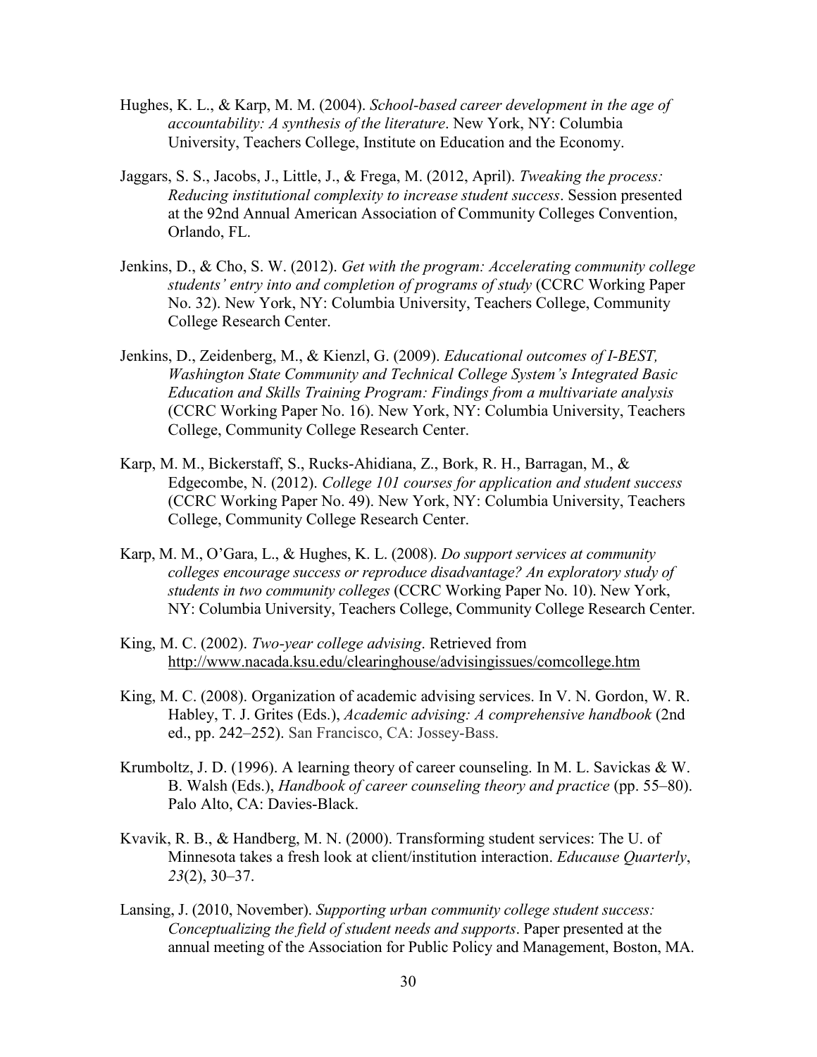Hughes, K. L., & Karp, M. M. (2004). *School-based career development in the age of accountability: A synthesis of the literature*. New York, NY: Columbia University, Teachers College, Institute on Education and the Economy.

Jaggars, S. S., Jacobs, J., Little, J., & Frega, M. (2012, April). *Tweaking the process: Reducing institutional complexity to increase student success*. Session presented at the 92nd Annual American Association of Community Colleges Convention, Orlando, FL.

Jenkins, D., & Cho, S. W. (2012). *Get with the program: Accelerating community college students' entry into and completion of programs of study* (CCRC Working Paper No. 32). New York, NY: Columbia University, Teachers College, Community College Research Center.

Jenkins, D., Zeidenberg, M., & Kienzl, G. (2009). *Educational outcomes of I-BEST, Washington State Community and Technical College System's Integrated Basic Education and Skills Training Program: Findings from a multivariate analysis* (CCRC Working Paper No. 16). New York, NY: Columbia University, Teachers College, Community College Research Center.

Karp, M. M., Bickerstaff, S., Rucks-Ahidiana, Z., Bork, R. H., Barragan, M., & Edgecombe, N. (2012). *College 101 courses for application and student success* (CCRC Working Paper No. 49). New York, NY: Columbia University, Teachers College, Community College Research Center.

Karp, M. M., O'Gara, L., & Hughes, K. L. (2008). *Do support services at community colleges encourage success or reproduce disadvantage? An exploratory study of students in two community colleges* (CCRC Working Paper No. 10). New York, NY: Columbia University, Teachers College, Community College Research Center.

King, M. C. (2002). *Two-year college advising*. Retrieved from http://www.nacada.ksu.edu/clearinghouse/advisingissues/comcollege.htm

King, M. C. (2008). Organization of academic advising services. In V. N. Gordon, W. R. Habley, T. J. Grites (Eds.), *Academic advising: A comprehensive handbook* (2nd ed., pp. 242–252). San Francisco, CA: Jossey-Bass.

Krumboltz, J. D. (1996). A learning theory of career counseling. In M. L. Savickas & W. B. Walsh (Eds.), *Handbook of career counseling theory and practice* (pp. 55–80). Palo Alto, CA: Davies-Black.

Kvavik, R. B., & Handberg, M. N. (2000). Transforming student services: The U. of Minnesota takes a fresh look at client/institution interaction. *Educause Quarterly*, *23*(2), 30–37.

Lansing, J. (2010, November). *Supporting urban community college student success: Conceptualizing the field of student needs and supports*. Paper presented at the annual meeting of the Association for Public Policy and Management, Boston, MA.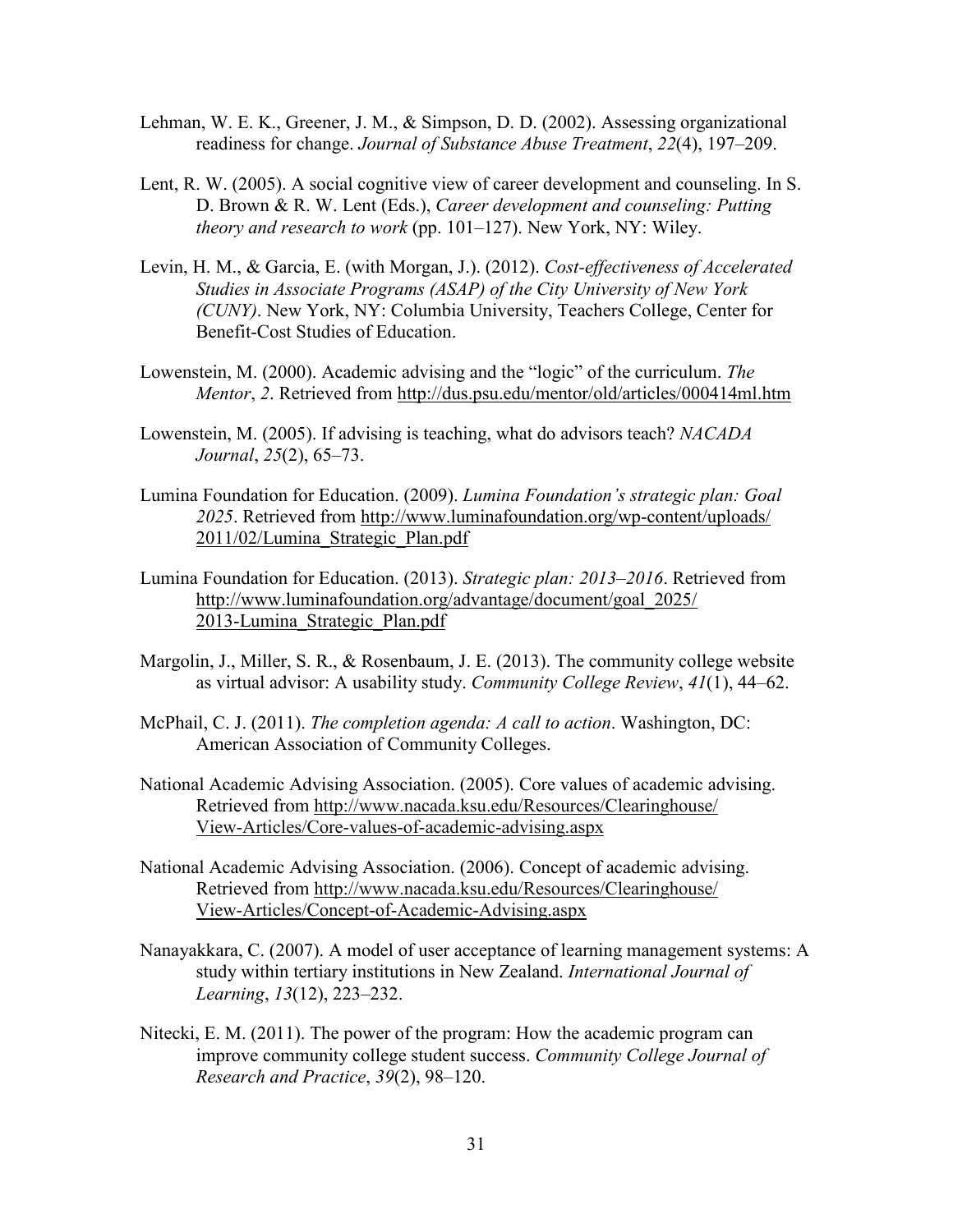Lehman, W. E. K., Greener, J. M., & Simpson, D. D. (2002). Assessing organizational readiness for change. *Journal of Substance Abuse Treatment*, *22*(4), 197–209.

Lent, R. W. (2005). A social cognitive view of career development and counseling. In S. D. Brown & R. W. Lent (Eds.), *Career development and counseling: Putting theory and research to work* (pp. 101–127). New York, NY: Wiley.

Levin, H. M., & Garcia, E. (with Morgan, J.). (2012). *Cost-effectiveness of Accelerated Studies in Associate Programs (ASAP) of the City University of New York (CUNY)*. New York, NY: Columbia University, Teachers College, Center for Benefit-Cost Studies of Education.

Lowenstein, M. (2000). Academic advising and the "logic" of the curriculum. *The Mentor*, *2*. Retrieved from http://dus.psu.edu/mentor/old/articles/000414ml.htm

Lowenstein, M. (2005). If advising is teaching, what do advisors teach? *NACADA Journal*, *25*(2), 65–73.

Lumina Foundation for Education. (2009). *Lumina Foundation's strategic plan: Goal 2025*. Retrieved from http://www.luminafoundation.org/wp-content/uploads/2011/02/Lumina_Strategic_Plan.pdf

Lumina Foundation for Education. (2013). *Strategic plan: 2013–2016*. Retrieved from http://www.luminafoundation.org/advantage/document/goal_2025/2013-Lumina_Strategic_Plan.pdf

Margolin, J., Miller, S. R., & Rosenbaum, J. E. (2013). The community college website as virtual advisor: A usability study. *Community College Review*, *41*(1), 44–62.

McPhail, C. J. (2011). *The completion agenda: A call to action*. Washington, DC: American Association of Community Colleges.

National Academic Advising Association. (2005). Core values of academic advising. Retrieved from http://www.nacada.ksu.edu/Resources/Clearinghouse/View-Articles/Core-values-of-academic-advising.aspx

National Academic Advising Association. (2006). Concept of academic advising. Retrieved from http://www.nacada.ksu.edu/Resources/Clearinghouse/View-Articles/Concept-of-Academic-Advising.aspx

Nanayakkara, C. (2007). A model of user acceptance of learning management systems: A study within tertiary institutions in New Zealand. *International Journal of Learning*, *13*(12), 223–232.

Nitecki, E. M. (2011). The power of the program: How the academic program can improve community college student success. *Community College Journal of Research and Practice*, *39*(2), 98–120.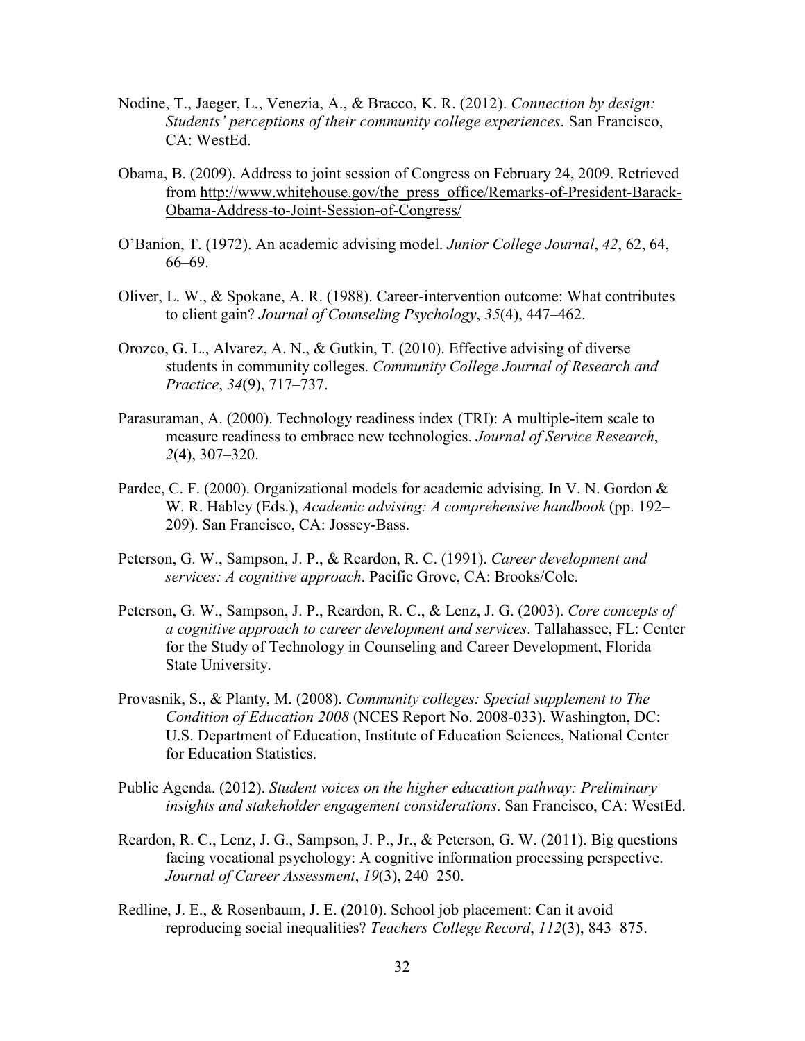Nodine, T., Jaeger, L., Venezia, A., & Bracco, K. R. (2012). *Connection by design: Students' perceptions of their community college experiences*. San Francisco, CA: WestEd.

Obama, B. (2009). Address to joint session of Congress on February 24, 2009. Retrieved from http://www.whitehouse.gov/the_press_office/Remarks-of-President-Barack-Obama-Address-to-Joint-Session-of-Congress/

O'Banion, T. (1972). An academic advising model. *Junior College Journal*, *42*, 62, 64, 66–69.

Oliver, L. W., & Spokane, A. R. (1988). Career-intervention outcome: What contributes to client gain? *Journal of Counseling Psychology*, *35*(4), 447–462.

Orozco, G. L., Alvarez, A. N., & Gutkin, T. (2010). Effective advising of diverse students in community colleges. *Community College Journal of Research and Practice*, *34*(9), 717–737.

Parasuraman, A. (2000). Technology readiness index (TRI): A multiple-item scale to measure readiness to embrace new technologies. *Journal of Service Research*, *2*(4), 307–320.

Pardee, C. F. (2000). Organizational models for academic advising. In V. N. Gordon & W. R. Habley (Eds.), *Academic advising: A comprehensive handbook* (pp. 192–209). San Francisco, CA: Jossey-Bass.

Peterson, G. W., Sampson, J. P., & Reardon, R. C. (1991). *Career development and services: A cognitive approach*. Pacific Grove, CA: Brooks/Cole.

Peterson, G. W., Sampson, J. P., Reardon, R. C., & Lenz, J. G. (2003). *Core concepts of a cognitive approach to career development and services*. Tallahassee, FL: Center for the Study of Technology in Counseling and Career Development, Florida State University.

Provasnik, S., & Planty, M. (2008). *Community colleges: Special supplement to The Condition of Education 2008* (NCES Report No. 2008-033). Washington, DC: U.S. Department of Education, Institute of Education Sciences, National Center for Education Statistics.

Public Agenda. (2012). *Student voices on the higher education pathway: Preliminary insights and stakeholder engagement considerations*. San Francisco, CA: WestEd.

Reardon, R. C., Lenz, J. G., Sampson, J. P., Jr., & Peterson, G. W. (2011). Big questions facing vocational psychology: A cognitive information processing perspective. *Journal of Career Assessment*, *19*(3), 240–250.

Redline, J. E., & Rosenbaum, J. E. (2010). School job placement: Can it avoid reproducing social inequalities? *Teachers College Record*, *112*(3), 843–875.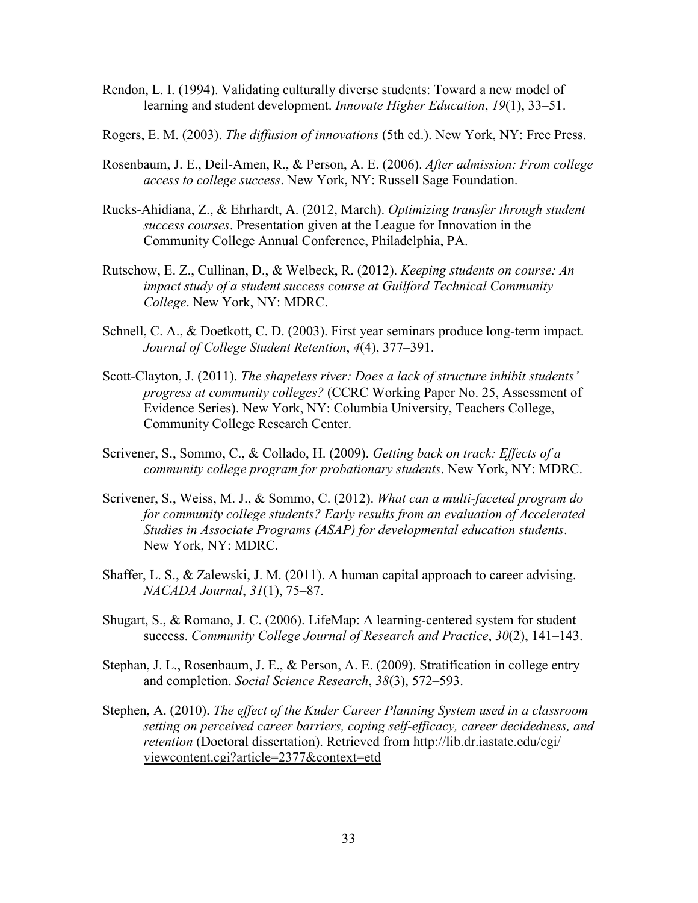Rendon, L. I. (1994). Validating culturally diverse students: Toward a new model of learning and student development. *Innovate Higher Education*, *19*(1), 33–51.

Rogers, E. M. (2003). *The diffusion of innovations* (5th ed.). New York, NY: Free Press.

Rosenbaum, J. E., Deil-Amen, R., & Person, A. E. (2006). *After admission: From college access to college success*. New York, NY: Russell Sage Foundation.

Rucks-Ahidiana, Z., & Ehrhardt, A. (2012, March). *Optimizing transfer through student success courses*. Presentation given at the League for Innovation in the Community College Annual Conference, Philadelphia, PA.

Rutschow, E. Z., Cullinan, D., & Welbeck, R. (2012). *Keeping students on course: An impact study of a student success course at Guilford Technical Community College*. New York, NY: MDRC.

Schnell, C. A., & Doetkott, C. D. (2003). First year seminars produce long-term impact. *Journal of College Student Retention*, *4*(4), 377–391.

Scott-Clayton, J. (2011). *The shapeless river: Does a lack of structure inhibit students' progress at community colleges?* (CCRC Working Paper No. 25, Assessment of Evidence Series). New York, NY: Columbia University, Teachers College, Community College Research Center.

Scrivener, S., Sommo, C., & Collado, H. (2009). *Getting back on track: Effects of a community college program for probationary students*. New York, NY: MDRC.

Scrivener, S., Weiss, M. J., & Sommo, C. (2012). *What can a multi-faceted program do for community college students? Early results from an evaluation of Accelerated Studies in Associate Programs (ASAP) for developmental education students*. New York, NY: MDRC.

Shaffer, L. S., & Zalewski, J. M. (2011). A human capital approach to career advising. *NACADA Journal*, *31*(1), 75–87.

Shugart, S., & Romano, J. C. (2006). LifeMap: A learning-centered system for student success. *Community College Journal of Research and Practice*, *30*(2), 141–143.

Stephan, J. L., Rosenbaum, J. E., & Person, A. E. (2009). Stratification in college entry and completion. *Social Science Research*, *38*(3), 572–593.

Stephen, A. (2010). *The effect of the Kuder Career Planning System used in a classroom setting on perceived career barriers, coping self-efficacy, career decidedness, and retention* (Doctoral dissertation). Retrieved from http://lib.dr.iastate.edu/cgi/viewcontent.cgi?article=2377&context=etd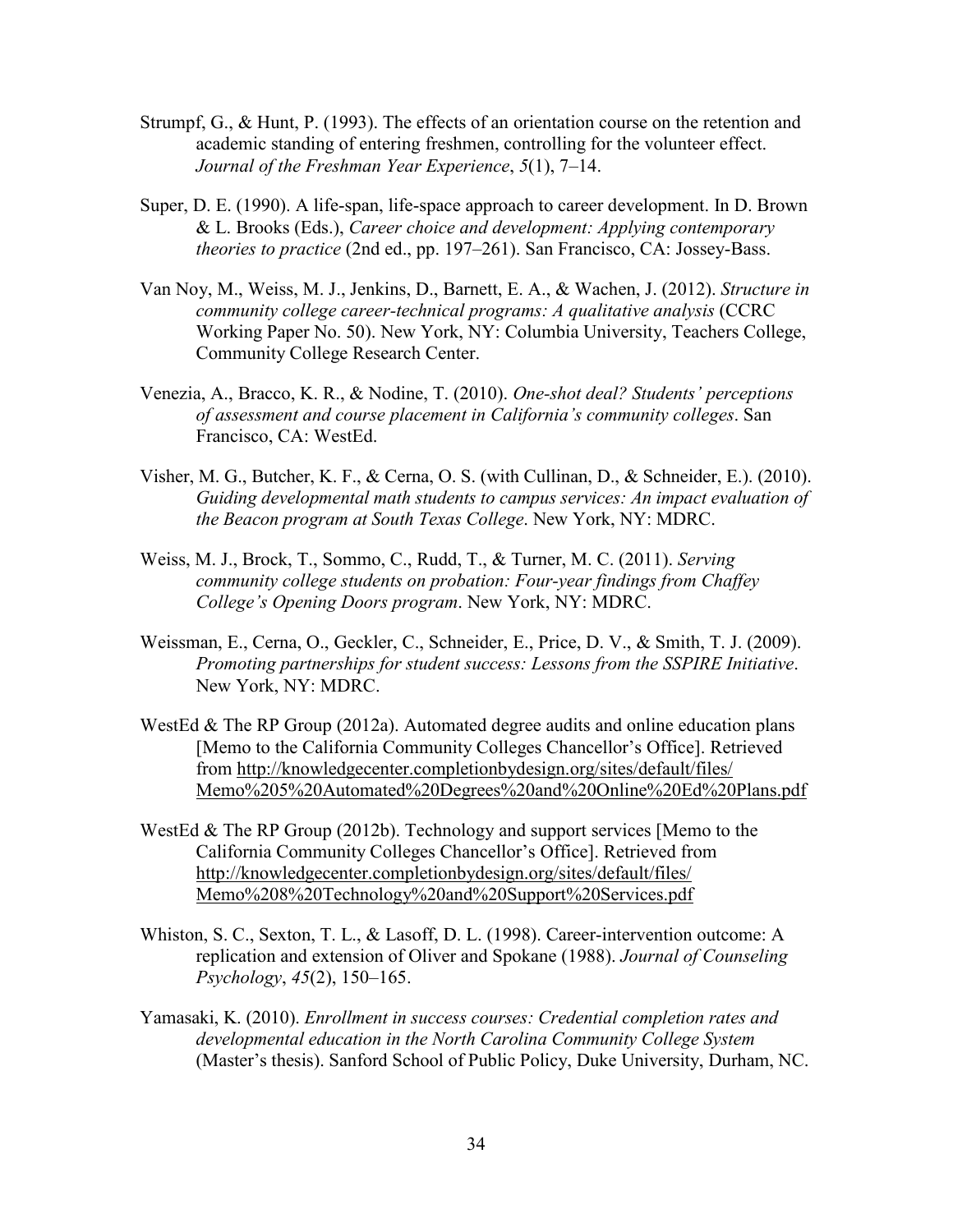Strumpf, G., & Hunt, P. (1993). The effects of an orientation course on the retention and academic standing of entering freshmen, controlling for the volunteer effect. *Journal of the Freshman Year Experience*, *5*(1), 7–14.

Super, D. E. (1990). A life-span, life-space approach to career development. In D. Brown & L. Brooks (Eds.), *Career choice and development: Applying contemporary theories to practice* (2nd ed., pp. 197–261). San Francisco, CA: Jossey-Bass.

Van Noy, M., Weiss, M. J., Jenkins, D., Barnett, E. A., & Wachen, J. (2012). *Structure in community college career-technical programs: A qualitative analysis* (CCRC Working Paper No. 50). New York, NY: Columbia University, Teachers College, Community College Research Center.

Venezia, A., Bracco, K. R., & Nodine, T. (2010). *One-shot deal? Students' perceptions of assessment and course placement in California's community colleges*. San Francisco, CA: WestEd.

Visher, M. G., Butcher, K. F., & Cerna, O. S. (with Cullinan, D., & Schneider, E.). (2010). *Guiding developmental math students to campus services: An impact evaluation of the Beacon program at South Texas College*. New York, NY: MDRC.

Weiss, M. J., Brock, T., Sommo, C., Rudd, T., & Turner, M. C. (2011). *Serving community college students on probation: Four-year findings from Chaffey College's Opening Doors program*. New York, NY: MDRC.

Weissman, E., Cerna, O., Geckler, C., Schneider, E., Price, D. V., & Smith, T. J. (2009). *Promoting partnerships for student success: Lessons from the SSPIRE Initiative*. New York, NY: MDRC.

WestEd & The RP Group (2012a). Automated degree audits and online education plans [Memo to the California Community Colleges Chancellor's Office]. Retrieved from http://knowledgecenter.completionbydesign.org/sites/default/files/Memo%205%20Automated%20Degrees%20and%20Online%20Ed%20Plans.pdf

WestEd & The RP Group (2012b). Technology and support services [Memo to the California Community Colleges Chancellor's Office]. Retrieved from http://knowledgecenter.completionbydesign.org/sites/default/files/Memo%208%20Technology%20and%20Support%20Services.pdf

Whiston, S. C., Sexton, T. L., & Lasoff, D. L. (1998). Career-intervention outcome: A replication and extension of Oliver and Spokane (1988). *Journal of Counseling Psychology*, *45*(2), 150–165.

Yamasaki, K. (2010). *Enrollment in success courses: Credential completion rates and developmental education in the North Carolina Community College System* (Master's thesis). Sanford School of Public Policy, Duke University, Durham, NC.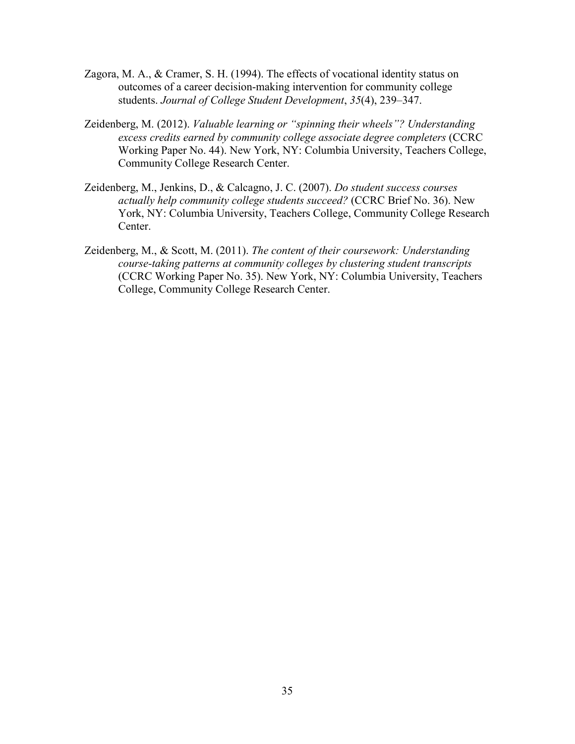Zagora, M. A., & Cramer, S. H. (1994). The effects of vocational identity status on outcomes of a career decision-making intervention for community college students. *Journal of College Student Development*, *35*(4), 239–347.

Zeidenberg, M. (2012). *Valuable learning or "spinning their wheels"? Understanding excess credits earned by community college associate degree completers* (CCRC Working Paper No. 44). New York, NY: Columbia University, Teachers College, Community College Research Center.

Zeidenberg, M., Jenkins, D., & Calcagno, J. C. (2007). *Do student success courses actually help community college students succeed?* (CCRC Brief No. 36). New York, NY: Columbia University, Teachers College, Community College Research Center.

Zeidenberg, M., & Scott, M. (2011). *The content of their coursework: Understanding course-taking patterns at community colleges by clustering student transcripts* (CCRC Working Paper No. 35). New York, NY: Columbia University, Teachers College, Community College Research Center.